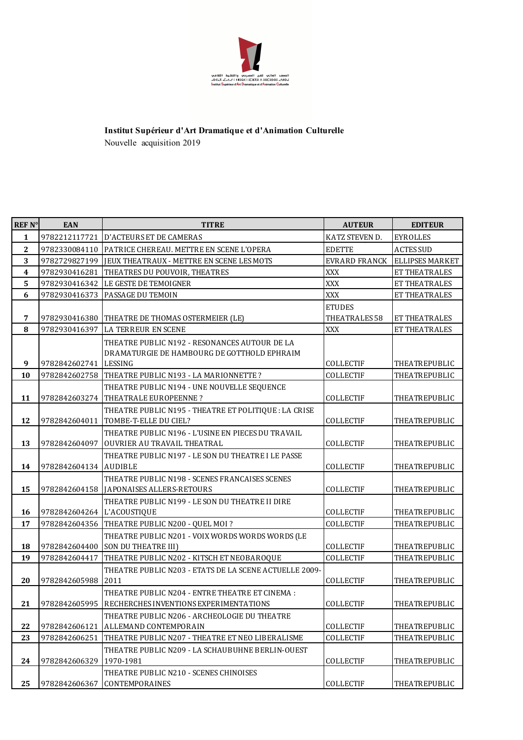**Institut Supérieur d'Art Dramatique et d'Animation Culturelle**

Nouvelle acquisition 2019

| REF N° | EAN | TITRE | AUTEUR | EDITEUR |
|---|---|---|---|---|
| 1 | 9782212117721 | D'ACTEURS ET DE CAMERAS | KATZ STEVEN D. | EYROLLES |
| 2 | 9782330084110 | PATRICE CHEREAU. METTRE EN SCENE L'OPERA | EDETTE | ACTES SUD |
| 3 | 9782729827199 | JEUX THEATRAUX - METTRE EN SCENE LES MOTS | EVRARD FRANCK | ELLIPSES MARKET |
| 4 | 9782930416281 | THEATRES DU POUVOIR, THEATRES | XXX | ET THEATRALES |
| 5 | 9782930416342 | LE GESTE DE TEMOIGNER | XXX | ET THEATRALES |
| 6 | 9782930416373 | PASSAGE DU TEMOIN | XXX | ET THEATRALES |
| 7 | 9782930416380 | THEATRE DE THOMAS OSTERMEIER (LE) | ETUDES THEATRALES 58 | ET THEATRALES |
| 8 | 9782930416397 | LA TERREUR EN SCENE | XXX | ET THEATRALES |
| 9 | 9782842602741 | THEATRE PUBLIC N192 - RESONANCES AUTOUR DE LA DRAMATURGIE DE HAMBOURG DE GOTTHOLD EPHRAIM LESSING | COLLECTIF | THEATREPUBLIC |
| 10 | 9782842602758 | THEATRE PUBLIC N193 - LA MARIONNETTE ? | COLLECTIF | THEATREPUBLIC |
| 11 | 9782842603274 | THEATRE PUBLIC N194 - UNE NOUVELLE SEQUENCE THEATRALE EUROPEENNE ? | COLLECTIF | THEATREPUBLIC |
| 12 | 9782842604011 | THEATRE PUBLIC N195 - THEATRE ET POLITIQUE : LA CRISE TOMBE-T-ELLE DU CIEL? | COLLECTIF | THEATREPUBLIC |
| 13 | 9782842604097 | THEATRE PUBLIC N196 - L'USINE EN PIECES DU TRAVAIL OUVRIER AU TRAVAIL THEATRAL | COLLECTIF | THEATREPUBLIC |
| 14 | 9782842604134 | THEATRE PUBLIC N197 - LE SON DU THEATRE I LE PASSE AUDIBLE | COLLECTIF | THEATREPUBLIC |
| 15 | 9782842604158 | THEATRE PUBLIC N198 - SCENES FRANCAISES SCENES JAPONAISES ALLERS-RETOURS | COLLECTIF | THEATREPUBLIC |
| 16 | 9782842604264 | THEATRE PUBLIC N199 - LE SON DU THEATRE II DIRE L'ACOUSTIQUE | COLLECTIF | THEATREPUBLIC |
| 17 | 9782842604356 | THEATRE PUBLIC N200 - QUEL MOI ? | COLLECTIF | THEATREPUBLIC |
| 18 | 9782842604400 | THEATRE PUBLIC N201 - VOIX WORDS WORDS WORDS (LE SON DU THEATRE III) | COLLECTIF | THEATREPUBLIC |
| 19 | 9782842604417 | THEATRE PUBLIC N202 - KITSCH ET NEOBAROQUE | COLLECTIF | THEATREPUBLIC |
| 20 | 9782842605988 | THEATRE PUBLIC N203 - ETATS DE LA SCENE ACTUELLE 2009-2011 | COLLECTIF | THEATREPUBLIC |
| 21 | 9782842605995 | THEATRE PUBLIC N204 - ENTRE THEATRE ET CINEMA : RECHERCHES INVENTIONS EXPERIMENTATIONS | COLLECTIF | THEATREPUBLIC |
| 22 | 9782842606121 | THEATRE PUBLIC N206 - ARCHEOLOGIE DU THEATRE ALLEMAND CONTEMPORAIN | COLLECTIF | THEATREPUBLIC |
| 23 | 9782842606251 | THEATRE PUBLIC N207 - THEATRE ET NEO LIBERALISME | COLLECTIF | THEATREPUBLIC |
| 24 | 9782842606329 | THEATRE PUBLIC N209 - LA SCHAUBUHNE BERLIN-OUEST 1970-1981 | COLLECTIF | THEATREPUBLIC |
| 25 | 9782842606367 | THEATRE PUBLIC N210 - SCENES CHINOISES CONTEMPORAINES | COLLECTIF | THEATREPUBLIC |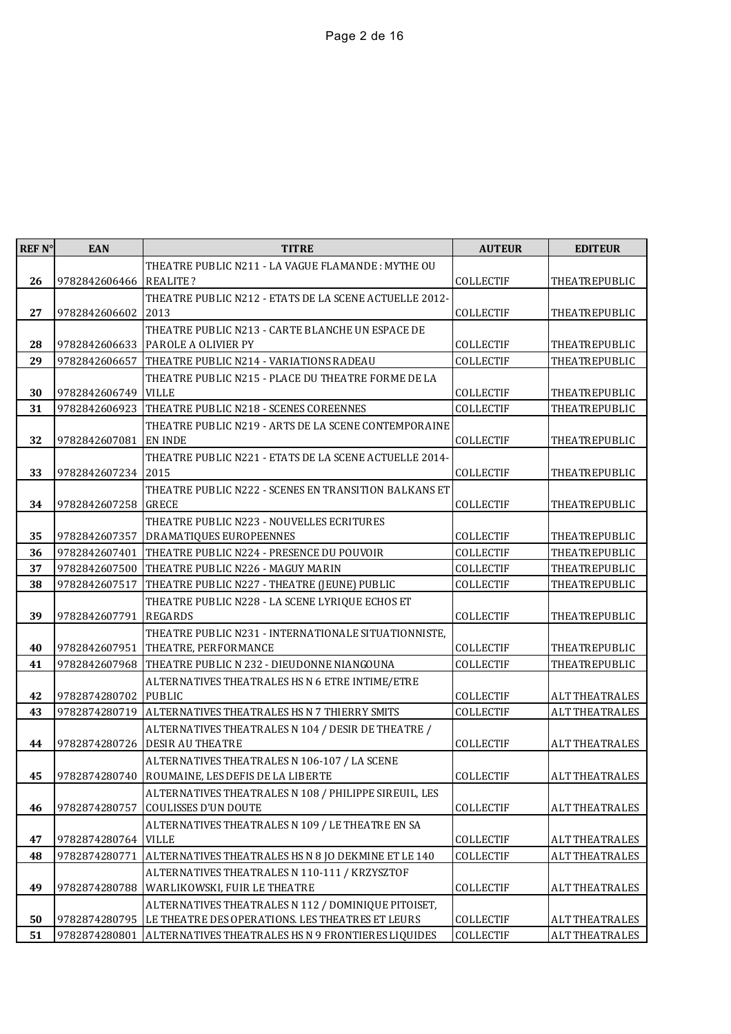| REF N° | EAN | TITRE | AUTEUR | EDITEUR |
|---|---|---|---|---|
| 26 | 9782842606466 | THEATRE PUBLIC N211 - LA VAGUE FLAMANDE : MYTHE OU REALITE ? | COLLECTIF | THEATREPUBLIC |
| 27 | 9782842606602 | THEATRE PUBLIC N212 - ETATS DE LA SCENE ACTUELLE 2012-2013 | COLLECTIF | THEATREPUBLIC |
| 28 | 9782842606633 | THEATRE PUBLIC N213 - CARTE BLANCHE UN ESPACE DE PAROLE A OLIVIER PY | COLLECTIF | THEATREPUBLIC |
| 29 | 9782842606657 | THEATRE PUBLIC N214 - VARIATIONS RADEAU | COLLECTIF | THEATREPUBLIC |
| 30 | 9782842606749 | THEATRE PUBLIC N215 - PLACE DU THEATRE FORME DE LA VILLE | COLLECTIF | THEATREPUBLIC |
| 31 | 9782842606923 | THEATRE PUBLIC N218 - SCENES COREENNES | COLLECTIF | THEATREPUBLIC |
| 32 | 9782842607081 | THEATRE PUBLIC N219 - ARTS DE LA SCENE CONTEMPORAINE EN INDE | COLLECTIF | THEATREPUBLIC |
| 33 | 9782842607234 | THEATRE PUBLIC N221 - ETATS DE LA SCENE ACTUELLE 2014-2015 | COLLECTIF | THEATREPUBLIC |
| 34 | 9782842607258 | THEATRE PUBLIC N222 - SCENES EN TRANSITION BALKANS ET GRECE | COLLECTIF | THEATREPUBLIC |
| 35 | 9782842607357 | THEATRE PUBLIC N223 - NOUVELLES ECRITURES DRAMATIQUES EUROPEENNES | COLLECTIF | THEATREPUBLIC |
| 36 | 9782842607401 | THEATRE PUBLIC N224 - PRESENCE DU POUVOIR | COLLECTIF | THEATREPUBLIC |
| 37 | 9782842607500 | THEATRE PUBLIC N226 - MAGUY MARIN | COLLECTIF | THEATREPUBLIC |
| 38 | 9782842607517 | THEATRE PUBLIC N227 - THEATRE (JEUNE) PUBLIC | COLLECTIF | THEATREPUBLIC |
| 39 | 9782842607791 | THEATRE PUBLIC N228 - LA SCENE LYRIQUE ECHOS ET REGARDS | COLLECTIF | THEATREPUBLIC |
| 40 | 9782842607951 | THEATRE PUBLIC N231 - INTERNATIONALE SITUATIONNISTE, THEATRE, PERFORMANCE | COLLECTIF | THEATREPUBLIC |
| 41 | 9782842607968 | THEATRE PUBLIC N 232 - DIEUDONNE NIANGOUNA | COLLECTIF | THEATREPUBLIC |
| 42 | 9782874280702 | ALTERNATIVES THEATRALES HS N 6 ETRE INTIME/ETRE PUBLIC | COLLECTIF | ALT THEATRALES |
| 43 | 9782874280719 | ALTERNATIVES THEATRALES HS N 7 THIERRY SMITS | COLLECTIF | ALT THEATRALES |
| 44 | 9782874280726 | ALTERNATIVES THEATRALES N 104 / DESIR DE THEATRE / DESIR AU THEATRE | COLLECTIF | ALT THEATRALES |
| 45 | 9782874280740 | ALTERNATIVES THEATRALES N 106-107 / LA SCENE ROUMAINE, LES DEFIS DE LA LIBERTE | COLLECTIF | ALT THEATRALES |
| 46 | 9782874280757 | ALTERNATIVES THEATRALES N 108 / PHILIPPE SIREUIL, LES COULISSES D'UN DOUTE | COLLECTIF | ALT THEATRALES |
| 47 | 9782874280764 | ALTERNATIVES THEATRALES N 109 / LE THEATRE EN SA VILLE | COLLECTIF | ALT THEATRALES |
| 48 | 9782874280771 | ALTERNATIVES THEATRALES HS N 8 JO DEKMINE ET LE 140 | COLLECTIF | ALT THEATRALES |
| 49 | 9782874280788 | ALTERNATIVES THEATRALES N 110-111 / KRZYSZTOF WARLIKOWSKI, FUIR LE THEATRE | COLLECTIF | ALT THEATRALES |
| 50 | 9782874280795 | ALTERNATIVES THEATRALES N 112 / DOMINIQUE PITOISET, LE THEATRE DES OPERATIONS. LES THEATRES ET LEURS | COLLECTIF | ALT THEATRALES |
| 51 | 9782874280801 | ALTERNATIVES THEATRALES HS N 9 FRONTIERES LIQUIDES | COLLECTIF | ALT THEATRALES |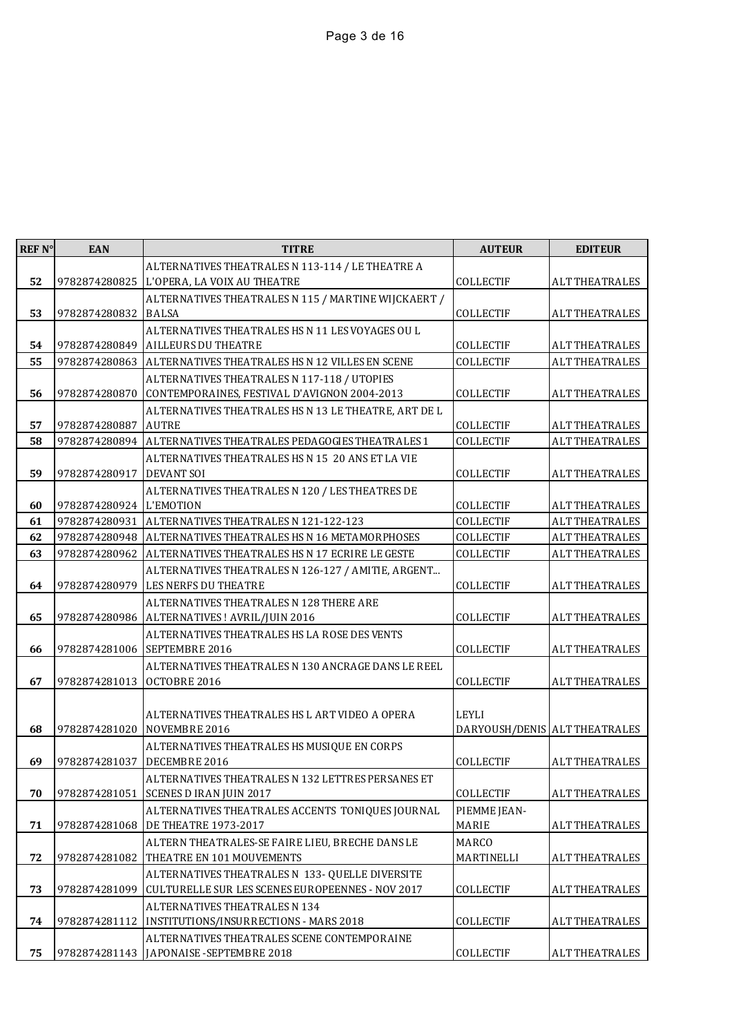| REF N° | EAN | TITRE | AUTEUR | EDITEUR |
|---|---|---|---|---|
| 52 | 9782874280825 | ALTERNATIVES THEATRALES N 113-114 / LE THEATRE A L'OPERA, LA VOIX AU THEATRE | COLLECTIF | ALT THEATRALES |
| 53 | 9782874280832 | ALTERNATIVES THEATRALES N 115 / MARTINE WIJCKAERT / BALSA | COLLECTIF | ALT THEATRALES |
| 54 | 9782874280849 | ALTERNATIVES THEATRALES HS N 11 LES VOYAGES OU L AILLEURS DU THEATRE | COLLECTIF | ALT THEATRALES |
| 55 | 9782874280863 | ALTERNATIVES THEATRALES HS N 12 VILLES EN SCENE | COLLECTIF | ALT THEATRALES |
| 56 | 9782874280870 | ALTERNATIVES THEATRALES N 117-118 / UTOPIES CONTEMPORAINES, FESTIVAL D'AVIGNON 2004-2013 | COLLECTIF | ALT THEATRALES |
| 57 | 9782874280887 | ALTERNATIVES THEATRALES HS N 13 LE THEATRE, ART DE L AUTRE | COLLECTIF | ALT THEATRALES |
| 58 | 9782874280894 | ALTERNATIVES THEATRALES PEDAGOGIES THEATRALES 1 | COLLECTIF | ALT THEATRALES |
| 59 | 9782874280917 | ALTERNATIVES THEATRALES HS N 15 20 ANS ET LA VIE DEVANT SOI | COLLECTIF | ALT THEATRALES |
| 60 | 9782874280924 | ALTERNATIVES THEATRALES N 120 / LES THEATRES DE L'EMOTION | COLLECTIF | ALT THEATRALES |
| 61 | 9782874280931 | ALTERNATIVES THEATRALES N 121-122-123 | COLLECTIF | ALT THEATRALES |
| 62 | 9782874280948 | ALTERNATIVES THEATRALES HS N 16 METAMORPHOSES | COLLECTIF | ALT THEATRALES |
| 63 | 9782874280962 | ALTERNATIVES THEATRALES HS N 17 ECRIRE LE GESTE | COLLECTIF | ALT THEATRALES |
| 64 | 9782874280979 | ALTERNATIVES THEATRALES N 126-127 / AMITIE, ARGENT... LES NERFS DU THEATRE | COLLECTIF | ALT THEATRALES |
| 65 | 9782874280986 | ALTERNATIVES THEATRALES N 128 THERE ARE ALTERNATIVES ! AVRIL/JUIN 2016 | COLLECTIF | ALT THEATRALES |
| 66 | 9782874281006 | ALTERNATIVES THEATRALES HS LA ROSE DES VENTS SEPTEMBRE 2016 | COLLECTIF | ALT THEATRALES |
| 67 | 9782874281013 | ALTERNATIVES THEATRALES N 130 ANCRAGE DANS LE REEL OCTOBRE 2016 | COLLECTIF | ALT THEATRALES |
| 68 | 9782874281020 | ALTERNATIVES THEATRALES HS L ART VIDEO A OPERA NOVEMBRE 2016 | LEYLI DARYOUSH/DENIS | ALT THEATRALES |
| 69 | 9782874281037 | ALTERNATIVES THEATRALES HS MUSIQUE EN CORPS DECEMBRE 2016 | COLLECTIF | ALT THEATRALES |
| 70 | 9782874281051 | ALTERNATIVES THEATRALES N 132 LETTRES PERSANES ET SCENES D IRAN JUIN 2017 | COLLECTIF | ALT THEATRALES |
| 71 | 9782874281068 | ALTERNATIVES THEATRALES ACCENTS TONIQUES JOURNAL DE THEATRE 1973-2017 | PIEMME JEAN-MARIE | ALT THEATRALES |
| 72 | 9782874281082 | ALTERN THEATRALES-SE FAIRE LIEU, BRECHE DANS LE THEATRE EN 101 MOUVEMENTS | MARCO MARTINELLI | ALT THEATRALES |
| 73 | 9782874281099 | ALTERNATIVES THEATRALES N 133- QUELLE DIVERSITE CULTURELLE SUR LES SCENES EUROPEENNES - NOV 2017 | COLLECTIF | ALT THEATRALES |
| 74 | 9782874281112 | ALTERNATIVES THEATRALES N 134 INSTITUTIONS/INSURRECTIONS - MARS 2018 | COLLECTIF | ALT THEATRALES |
| 75 | 9782874281143 | ALTERNATIVES THEATRALES SCENE CONTEMPORAINE JAPONAISE -SEPTEMBRE 2018 | COLLECTIF | ALT THEATRALES |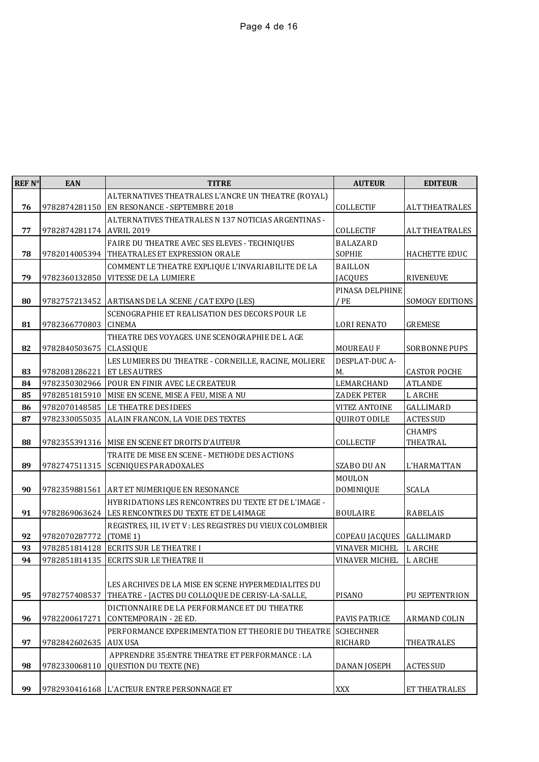| REF N° | EAN | TITRE | AUTEUR | EDITEUR |
|---|---|---|---|---|
| 76 | 9782874281150 | ALTERNATIVES THEATRALES L'ANCRE UN THEATRE (ROYAL) EN RESONANCE - SEPTEMBRE 2018 | COLLECTIF | ALT THEATRALES |
| 77 | 9782874281174 | ALTERNATIVES THEATRALES N 137 NOTICIAS ARGENTINAS - AVRIL 2019 | COLLECTIF | ALT THEATRALES |
| 78 | 9782014005394 | FAIRE DU THEATRE AVEC SES ELEVES - TECHNIQUES THEATRALES ET EXPRESSION ORALE | BALAZARD SOPHIE | HACHETTE EDUC |
| 79 | 9782360132850 | COMMENT LE THEATRE EXPLIQUE L'INVARIABILITE DE LA VITESSE DE LA LUMIERE | BAILLON JACQUES | RIVENEUVE |
| 80 | 9782757213452 | ARTISANS DE LA SCENE / CAT EXPO (LES) | PINASA DELPHINE / PE | SOMOGY EDITIONS |
| 81 | 9782366770803 | SCENOGRAPHIE ET REALISATION DES DECORS POUR LE CINEMA | LORI RENATO | GREMESE |
| 82 | 9782840503675 | THEATRE DES VOYAGES. UNE SCENOGRAPHIE DE L AGE CLASSIQUE | MOUREAU F | SORBONNE PUPS |
| 83 | 9782081286221 | LES LUMIERES DU THEATRE - CORNEILLE, RACINE, MOLIERE ET LES AUTRES | DESPLAT-DUC A-M. | CASTOR POCHE |
| 84 | 9782350302966 | POUR EN FINIR AVEC LE CREATEUR | LEMARCHAND | ATLANDE |
| 85 | 9782851815910 | MISE EN SCENE, MISE A FEU, MISE A NU | ZADEK PETER | L ARCHE |
| 86 | 9782070148585 | LE THEATRE DES IDEES | VITEZ ANTOINE | GALLIMARD |
| 87 | 9782330055035 | ALAIN FRANCON, LA VOIE DES TEXTES | QUIROT ODILE | ACTES SUD |
| 88 | 9782355391316 | MISE EN SCENE ET DROITS D'AUTEUR | COLLECTIF | CHAMPS THEATRAL |
| 89 | 9782747511315 | TRAITE DE MISE EN SCENE - METHODE DES ACTIONS SCENIQUES PARADOXALES | SZABO DU AN | L'HARMATTAN |
| 90 | 9782359881561 | ART ET NUMERIQUE EN RESONANCE | MOULON DOMINIQUE | SCALA |
| 91 | 9782869063624 | HYBRIDATIONS LES RENCONTRES DU TEXTE ET DE L'IMAGE - LES RENCONTRES DU TEXTE ET DE L4IMAGE | BOULAIRE | RABELAIS |
| 92 | 9782070287772 | REGISTRES, III, IV ET V : LES REGISTRES DU VIEUX COLOMBIER (TOME 1) | COPEAU JACQUES | GALLIMARD |
| 93 | 9782851814128 | ECRITS SUR LE THEATRE I | VINAVER MICHEL | L ARCHE |
| 94 | 9782851814135 | ECRITS SUR LE THEATRE II | VINAVER MICHEL | L ARCHE |
| 95 | 9782757408537 | LES ARCHIVES DE LA MISE EN SCENE HYPERMEDIALITES DU THEATRE - [ACTES DU COLLOQUE DE CERISY-LA-SALLE, | PISANO | PU SEPTENTRION |
| 96 | 9782200617271 | DICTIONNAIRE DE LA PERFORMANCE ET DU THEATRE CONTEMPORAIN - 2E ED. | PAVIS PATRICE | ARMAND COLIN |
| 97 | 9782842602635 | PERFORMANCE EXPERIMENTATION ET THEORIE DU THEATRE AUX USA | SCHECHNER RICHARD | THEATRALES |
| 98 | 9782330068110 | APPRENDRE 35:ENTRE THEATRE ET PERFORMANCE : LA QUESTION DU TEXTE (NE) | DANAN JOSEPH | ACTES SUD |
| 99 | 9782930416168 | L'ACTEUR ENTRE PERSONNAGE ET | XXX | ET THEATRALES |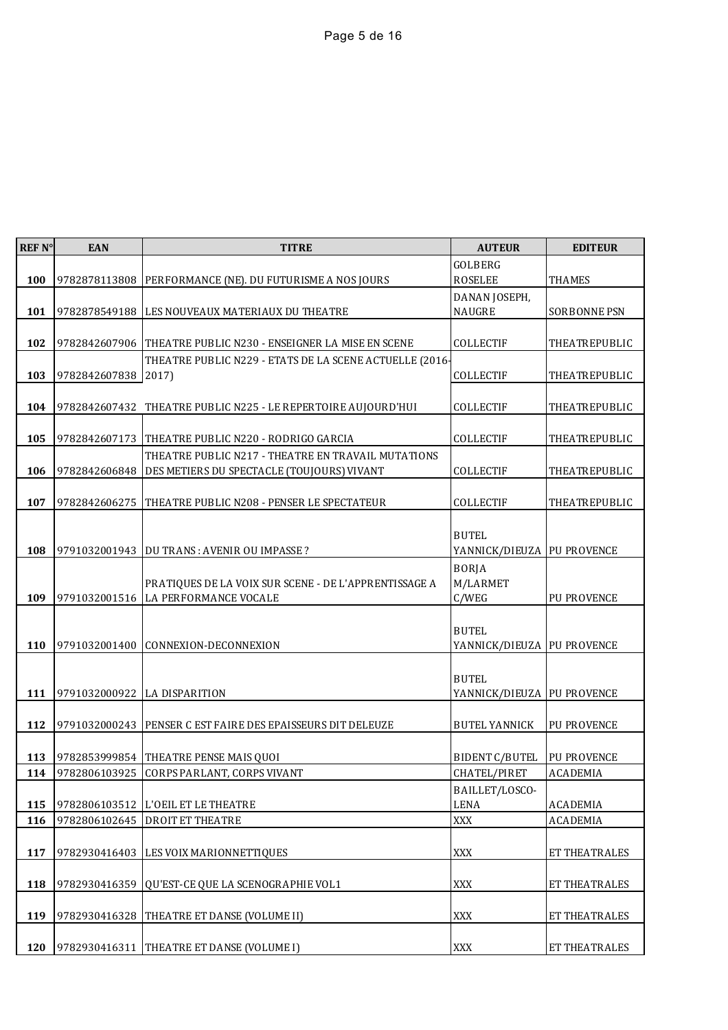| REF N° | EAN | TITRE | AUTEUR | EDITEUR |
|---|---|---|---|---|
| 100 | 9782878113808 | PERFORMANCE (NE). DU FUTURISME A NOS JOURS | GOLBERG ROSELEE | THAMES |
| 101 | 9782878549188 | LES NOUVEAUX MATERIAUX DU THEATRE | DANAN JOSEPH, NAUGRE | SORBONNE PSN |
| 102 | 9782842607906 | THEATRE PUBLIC N230 - ENSEIGNER LA MISE EN SCENE | COLLECTIF | THEATREPUBLIC |
| 103 | 9782842607838 | THEATRE PUBLIC N229 - ETATS DE LA SCENE ACTUELLE (2016-2017) | COLLECTIF | THEATREPUBLIC |
| 104 | 9782842607432 | THEATRE PUBLIC N225 - LE REPERTOIRE AUJOURD'HUI | COLLECTIF | THEATREPUBLIC |
| 105 | 9782842607173 | THEATRE PUBLIC N220 - RODRIGO GARCIA | COLLECTIF | THEATREPUBLIC |
| 106 | 9782842606848 | THEATRE PUBLIC N217 - THEATRE EN TRAVAIL MUTATIONS DES METIERS DU SPECTACLE (TOUJOURS) VIVANT | COLLECTIF | THEATREPUBLIC |
| 107 | 9782842606275 | THEATRE PUBLIC N208 - PENSER LE SPECTATEUR | COLLECTIF | THEATREPUBLIC |
| 108 | 9791032001943 | DU TRANS : AVENIR OU IMPASSE ? | BUTEL YANNICK/DIEUZA | PU PROVENCE |
| 109 | 9791032001516 | PRATIQUES DE LA VOIX SUR SCENE - DE L'APPRENTISSAGE A LA PERFORMANCE VOCALE | BORJA M/LARMET C/WEG | PU PROVENCE |
| 110 | 9791032001400 | CONNEXION-DECONNEXION | BUTEL YANNICK/DIEUZA | PU PROVENCE |
| 111 | 9791032000922 | LA DISPARITION | BUTEL YANNICK/DIEUZA | PU PROVENCE |
| 112 | 9791032000243 | PENSER C EST FAIRE DES EPAISSEURS DIT DELEUZE | BUTEL YANNICK | PU PROVENCE |
| 113 | 9782853999854 | THEATRE PENSE MAIS QUOI | BIDENT C/BUTEL | PU PROVENCE |
| 114 | 9782806103925 | CORPS PARLANT, CORPS VIVANT | CHATEL/PIRET | ACADEMIA |
| 115 | 9782806103512 | L'OEIL ET LE THEATRE | BAILLET/LOSCO-LENA | ACADEMIA |
| 116 | 9782806102645 | DROIT ET THEATRE | XXX | ACADEMIA |
| 117 | 9782930416403 | LES VOIX MARIONNETTIQUES | XXX | ET THEATRALES |
| 118 | 9782930416359 | QU'EST-CE QUE LA SCENOGRAPHIE VOL1 | XXX | ET THEATRALES |
| 119 | 9782930416328 | THEATRE ET DANSE (VOLUME II) | XXX | ET THEATRALES |
| 120 | 9782930416311 | THEATRE ET DANSE (VOLUME I) | XXX | ET THEATRALES |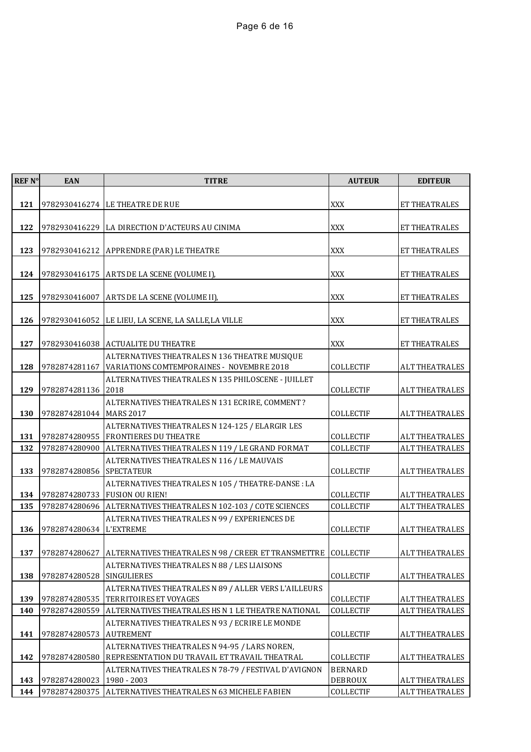| REF N° | EAN | TITRE | AUTEUR | EDITEUR |
|---|---|---|---|---|
| 121 | 9782930416274 | LE THEATRE DE RUE | XXX | ET THEATRALES |
| 122 | 9782930416229 | LA DIRECTION D'ACTEURS AU CINIMA | XXX | ET THEATRALES |
| 123 | 9782930416212 | APPRENDRE (PAR) LE THEATRE | XXX | ET THEATRALES |
| 124 | 9782930416175 | ARTS DE LA SCENE (VOLUME I), | XXX | ET THEATRALES |
| 125 | 9782930416007 | ARTS DE LA SCENE (VOLUME II), | XXX | ET THEATRALES |
| 126 | 9782930416052 | LE LIEU, LA SCENE, LA SALLE,LA VILLE | XXX | ET THEATRALES |
| 127 | 9782930416038 | ACTUALITE DU THEATRE | XXX | ET THEATRALES |
| 128 | 9782874281167 | ALTERNATIVES THEATRALES N 136 THEATRE MUSIQUE VARIATIONS COMTEMPORAINES - NOVEMBRE 2018 | COLLECTIF | ALT THEATRALES |
| 129 | 9782874281136 | ALTERNATIVES THEATRALES N 135 PHILOSCENE - JUILLET 2018 | COLLECTIF | ALT THEATRALES |
| 130 | 9782874281044 | ALTERNATIVES THEATRALES N 131 ECRIRE, COMMENT ? MARS 2017 | COLLECTIF | ALT THEATRALES |
| 131 | 9782874280955 | ALTERNATIVES THEATRALES N 124-125 / ELARGIR LES FRONTIERES DU THEATRE | COLLECTIF | ALT THEATRALES |
| 132 | 9782874280900 | ALTERNATIVES THEATRALES N 119 / LE GRAND FORMAT | COLLECTIF | ALT THEATRALES |
| 133 | 9782874280856 | ALTERNATIVES THEATRALES N 116 / LE MAUVAIS SPECTATEUR | COLLECTIF | ALT THEATRALES |
| 134 | 9782874280733 | ALTERNATIVES THEATRALES N 105 / THEATRE-DANSE : LA FUSION OU RIEN! | COLLECTIF | ALT THEATRALES |
| 135 | 9782874280696 | ALTERNATIVES THEATRALES N 102-103 / COTE SCIENCES | COLLECTIF | ALT THEATRALES |
| 136 | 9782874280634 | ALTERNATIVES THEATRALES N 99 / EXPERIENCES DE L'EXTREME | COLLECTIF | ALT THEATRALES |
| 137 | 9782874280627 | ALTERNATIVES THEATRALES N 98 / CREER ET TRANSMETTRE | COLLECTIF | ALT THEATRALES |
| 138 | 9782874280528 | ALTERNATIVES THEATRALES N 88 / LES LIAISONS SINGULIERES | COLLECTIF | ALT THEATRALES |
| 139 | 9782874280535 | ALTERNATIVES THEATRALES N 89 / ALLER VERS L'AILLEURS TERRITOIRES ET VOYAGES | COLLECTIF | ALT THEATRALES |
| 140 | 9782874280559 | ALTERNATIVES THEATRALES HS N 1 LE THEATRE NATIONAL | COLLECTIF | ALT THEATRALES |
| 141 | 9782874280573 | ALTERNATIVES THEATRALES N 93 / ECRIRE LE MONDE AUTREMENT | COLLECTIF | ALT THEATRALES |
| 142 | 9782874280580 | ALTERNATIVES THEATRALES N 94-95 / LARS NOREN, REPRESENTATION DU TRAVAIL ET TRAVAIL THEATRAL | COLLECTIF | ALT THEATRALES |
| 143 | 9782874280023 | ALTERNATIVES THEATRALES N 78-79 / FESTIVAL D'AVIGNON 1980 - 2003 | BERNARD DEBROUX | ALT THEATRALES |
| 144 | 9782874280375 | ALTERNATIVES THEATRALES N 63 MICHELE FABIEN | COLLECTIF | ALT THEATRALES |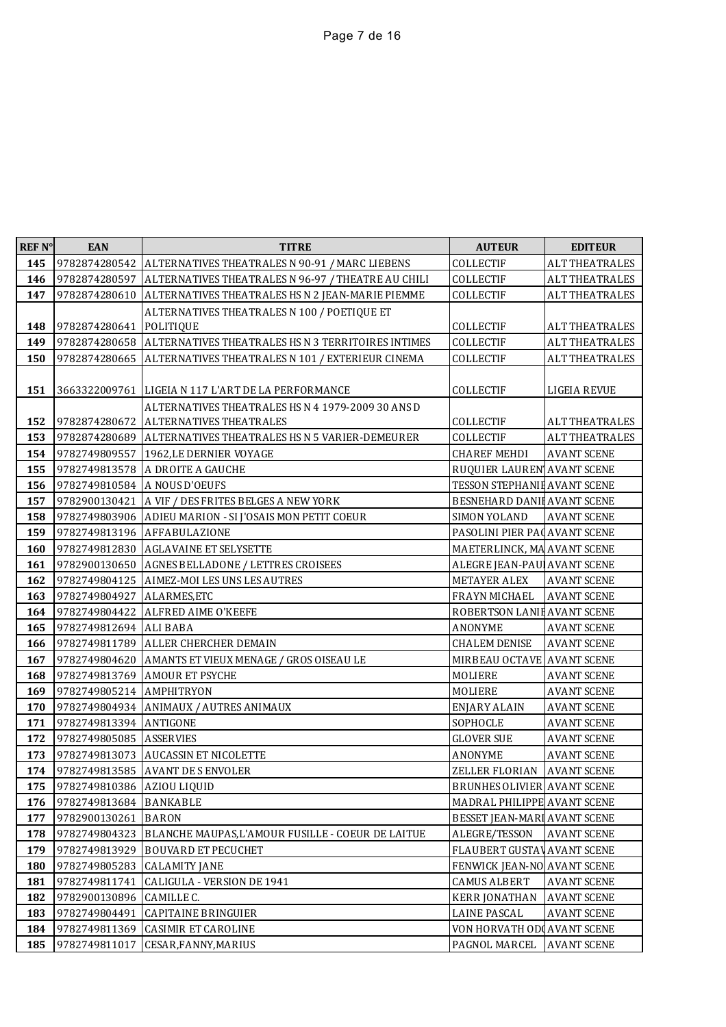| REF N° | EAN | TITRE | AUTEUR | EDITEUR |
|---|---|---|---|---|
| 145 | 9782874280542 | ALTERNATIVES THEATRALES N 90-91 / MARC LIEBENS | COLLECTIF | ALT THEATRALES |
| 146 | 9782874280597 | ALTERNATIVES THEATRALES N 96-97 / THEATRE AU CHILI | COLLECTIF | ALT THEATRALES |
| 147 | 9782874280610 | ALTERNATIVES THEATRALES HS N 2 JEAN-MARIE PIEMME | COLLECTIF | ALT THEATRALES |
| 148 | 9782874280641 | ALTERNATIVES THEATRALES N 100 / POETIQUE ET POLITIQUE | COLLECTIF | ALT THEATRALES |
| 149 | 9782874280658 | ALTERNATIVES THEATRALES HS N 3 TERRITOIRES INTIMES | COLLECTIF | ALT THEATRALES |
| 150 | 9782874280665 | ALTERNATIVES THEATRALES N 101 / EXTERIEUR CINEMA | COLLECTIF | ALT THEATRALES |
| 151 | 3663322009761 | LIGEIA N 117 L'ART DE LA PERFORMANCE | COLLECTIF | LIGEIA REVUE |
| 152 | 9782874280672 | ALTERNATIVES THEATRALES HS N 4 1979-2009 30 ANS D ALTERNATIVES THEATRALES | COLLECTIF | ALT THEATRALES |
| 153 | 9782874280689 | ALTERNATIVES THEATRALES HS N 5 VARIER-DEMEURER | COLLECTIF | ALT THEATRALES |
| 154 | 9782749809557 | 1962,LE DERNIER VOYAGE | CHAREF MEHDI | AVANT SCENE |
| 155 | 9782749813578 | A DROITE A GAUCHE | RUQUIER LAURENT | AVANT SCENE |
| 156 | 9782749810584 | A NOUS D'OEUFS | TESSON STEPHANIE | AVANT SCENE |
| 157 | 9782900130421 | A VIF / DES FRITES BELGES A NEW YORK | BESNEHARD DANIE | AVANT SCENE |
| 158 | 9782749803906 | ADIEU MARION - SI J'OSAIS MON PETIT COEUR | SIMON YOLAND | AVANT SCENE |
| 159 | 9782749813196 | AFFABULAZIONE | PASOLINI PIER PAO | AVANT SCENE |
| 160 | 9782749812830 | AGLAVAINE ET SELYSETTE | MAETERLINCK, MA | AVANT SCENE |
| 161 | 9782900130650 | AGNES BELLADONE / LETTRES CROISEES | ALEGRE JEAN-PAUL | AVANT SCENE |
| 162 | 9782749804125 | AIMEZ-MOI LES UNS LES AUTRES | METAYER ALEX | AVANT SCENE |
| 163 | 9782749804927 | ALARMES,ETC | FRAYN MICHAEL | AVANT SCENE |
| 164 | 9782749804422 | ALFRED AIME O'KEEFE | ROBERTSON LANIE | AVANT SCENE |
| 165 | 9782749812694 | ALI BABA | ANONYME | AVANT SCENE |
| 166 | 9782749811789 | ALLER CHERCHER DEMAIN | CHALEM DENISE | AVANT SCENE |
| 167 | 9782749804620 | AMANTS ET VIEUX MENAGE / GROS OISEAU LE | MIRBEAU OCTAVE | AVANT SCENE |
| 168 | 9782749813769 | AMOUR ET PSYCHE | MOLIERE | AVANT SCENE |
| 169 | 9782749805214 | AMPHITRYON | MOLIERE | AVANT SCENE |
| 170 | 9782749804934 | ANIMAUX / AUTRES ANIMAUX | ENJARY ALAIN | AVANT SCENE |
| 171 | 9782749813394 | ANTIGONE | SOPHOCLE | AVANT SCENE |
| 172 | 9782749805085 | ASSERVIES | GLOVER SUE | AVANT SCENE |
| 173 | 9782749813073 | AUCASSIN ET NICOLETTE | ANONYME | AVANT SCENE |
| 174 | 9782749813585 | AVANT DE S ENVOLER | ZELLER FLORIAN | AVANT SCENE |
| 175 | 9782749810386 | AZIOU LIQUID | BRUNHES OLIVIER | AVANT SCENE |
| 176 | 9782749813684 | BANKABLE | MADRAL PHILIPPE | AVANT SCENE |
| 177 | 9782900130261 | BARON | BESSET JEAN-MARI | AVANT SCENE |
| 178 | 9782749804323 | BLANCHE MAUPAS,L'AMOUR FUSILLE - COEUR DE LAITUE | ALEGRE/TESSON | AVANT SCENE |
| 179 | 9782749813929 | BOUVARD ET PECUCHET | FLAUBERT GUSTAV | AVANT SCENE |
| 180 | 9782749805283 | CALAMITY JANE | FENWICK JEAN-NO | AVANT SCENE |
| 181 | 9782749811741 | CALIGULA - VERSION DE 1941 | CAMUS ALBERT | AVANT SCENE |
| 182 | 9782900130896 | CAMILLE C. | KERR JONATHAN | AVANT SCENE |
| 183 | 9782749804491 | CAPITAINE BRINGUIER | LAINE PASCAL | AVANT SCENE |
| 184 | 9782749811369 | CASIMIR ET CAROLINE | VON HORVATH ODO | AVANT SCENE |
| 185 | 9782749811017 | CESAR,FANNY,MARIUS | PAGNOL MARCEL | AVANT SCENE |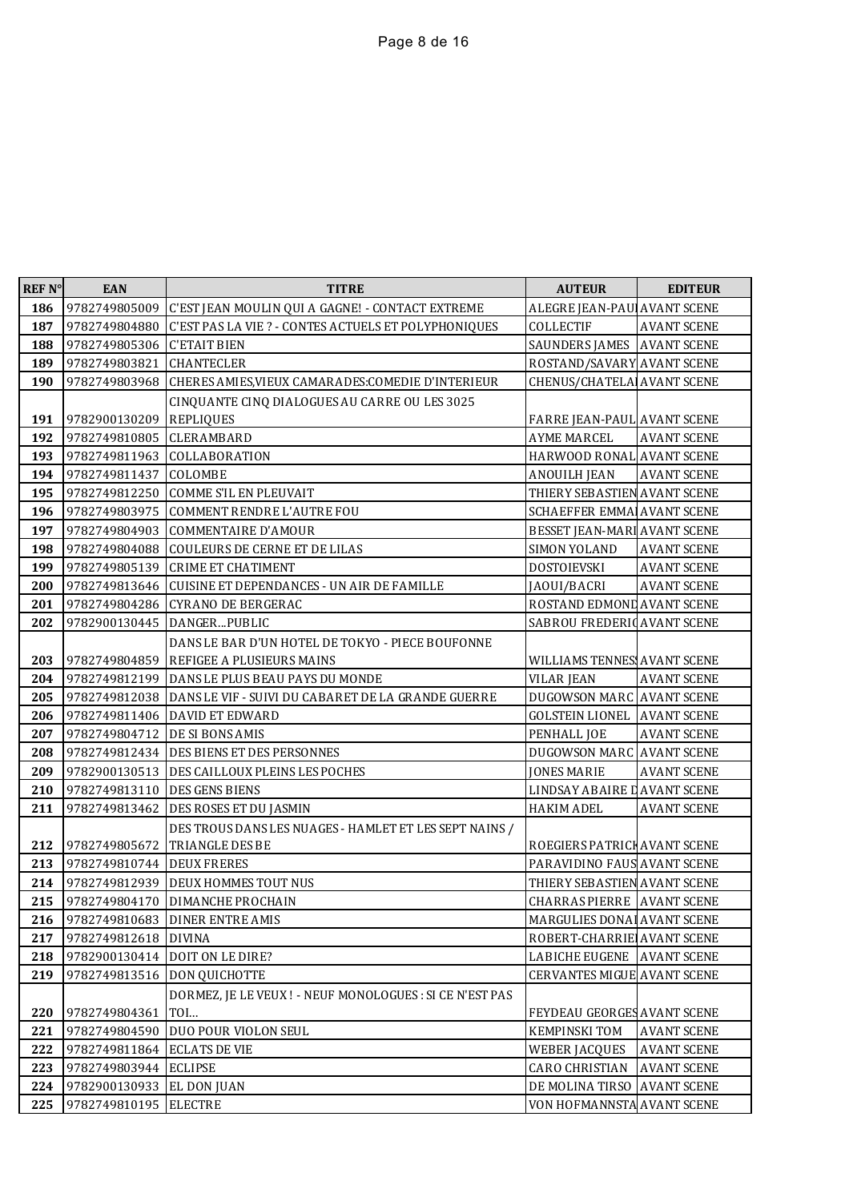| REF N° | EAN | TITRE | AUTEUR | EDITEUR |
|---|---|---|---|---|
| 186 | 9782749805009 | C'EST JEAN MOULIN QUI A GAGNE! - CONTACT EXTREME | ALEGRE JEAN-PAUI | AVANT SCENE |
| 187 | 9782749804880 | C'EST PAS LA VIE ? - CONTES ACTUELS ET POLYPHONIQUES | COLLECTIF | AVANT SCENE |
| 188 | 9782749805306 | C'ETAIT BIEN | SAUNDERS JAMES | AVANT SCENE |
| 189 | 9782749803821 | CHANTECLER | ROSTAND/SAVARY | AVANT SCENE |
| 190 | 9782749803968 | CHERES AMIES,VIEUX CAMARADES:COMEDIE D'INTERIEUR | CHENUS/CHATELAI | AVANT SCENE |
| 191 | 9782900130209 | CINQUANTE CINQ DIALOGUES AU CARRE OU LES 3025 REPLIQUES | FARRE JEAN-PAUL | AVANT SCENE |
| 192 | 9782749810805 | CLERAMBARD | AYME MARCEL | AVANT SCENE |
| 193 | 9782749811963 | COLLABORATION | HARWOOD RONAL | AVANT SCENE |
| 194 | 9782749811437 | COLOMBE | ANOUILH JEAN | AVANT SCENE |
| 195 | 9782749812250 | COMME S'IL EN PLEUVAIT | THIERY SEBASTIEN | AVANT SCENE |
| 196 | 9782749803975 | COMMENT RENDRE L'AUTRE FOU | SCHAEFFER EMMA | AVANT SCENE |
| 197 | 9782749804903 | COMMENTAIRE D'AMOUR | BESSET JEAN-MARI | AVANT SCENE |
| 198 | 9782749804088 | COULEURS DE CERNE ET DE LILAS | SIMON YOLAND | AVANT SCENE |
| 199 | 9782749805139 | CRIME ET CHATIMENT | DOSTOIEVSKI | AVANT SCENE |
| 200 | 9782749813646 | CUISINE ET DEPENDANCES - UN AIR DE FAMILLE | JAOUI/BACRI | AVANT SCENE |
| 201 | 9782749804286 | CYRANO DE BERGERAC | ROSTAND EDMOND | AVANT SCENE |
| 202 | 9782900130445 | DANGER...PUBLIC | SABROU FREDERIC | AVANT SCENE |
| 203 | 9782749804859 | DANS LE BAR D'UN HOTEL DE TOKYO - PIECE BOUFONNE REFIGEE A PLUSIEURS MAINS | WILLIAMS TENNES | AVANT SCENE |
| 204 | 9782749812199 | DANS LE PLUS BEAU PAYS DU MONDE | VILAR JEAN | AVANT SCENE |
| 205 | 9782749812038 | DANS LE VIF - SUIVI DU CABARET DE LA GRANDE GUERRE | DUGOWSON MARC | AVANT SCENE |
| 206 | 9782749811406 | DAVID ET EDWARD | GOLSTEIN LIONEL | AVANT SCENE |
| 207 | 9782749804712 | DE SI BONS AMIS | PENHALL JOE | AVANT SCENE |
| 208 | 9782749812434 | DES BIENS ET DES PERSONNES | DUGOWSON MARC | AVANT SCENE |
| 209 | 9782900130513 | DES CAILLOUX PLEINS LES POCHES | JONES MARIE | AVANT SCENE |
| 210 | 9782749813110 | DES GENS BIENS | LINDSAY ABAIRE D | AVANT SCENE |
| 211 | 9782749813462 | DES ROSES ET DU JASMIN | HAKIM ADEL | AVANT SCENE |
| 212 | 9782749805672 | DES TROUS DANS LES NUAGES - HAMLET ET LES SEPT NAINS / TRIANGLE DES BE | ROEGIERS PATRICK | AVANT SCENE |
| 213 | 9782749810744 | DEUX FRERES | PARAVIDINO FAUS | AVANT SCENE |
| 214 | 9782749812939 | DEUX HOMMES TOUT NUS | THIERY SEBASTIEN | AVANT SCENE |
| 215 | 9782749804170 | DIMANCHE PROCHAIN | CHARRAS PIERRE | AVANT SCENE |
| 216 | 9782749810683 | DINER ENTRE AMIS | MARGULIES DONAI | AVANT SCENE |
| 217 | 9782749812618 | DIVINA | ROBERT-CHARRIEI | AVANT SCENE |
| 218 | 9782900130414 | DOIT ON LE DIRE? | LABICHE EUGENE | AVANT SCENE |
| 219 | 9782749813516 | DON QUICHOTTE | CERVANTES MIGUE | AVANT SCENE |
| 220 | 9782749804361 | DORMEZ, JE LE VEUX ! - NEUF MONOLOGUES : SI CE N'EST PAS TOI... | FEYDEAU GEORGES | AVANT SCENE |
| 221 | 9782749804590 | DUO POUR VIOLON SEUL | KEMPINSKI TOM | AVANT SCENE |
| 222 | 9782749811864 | ECLATS DE VIE | WEBER JACQUES | AVANT SCENE |
| 223 | 9782749803944 | ECLIPSE | CARO CHRISTIAN | AVANT SCENE |
| 224 | 9782900130933 | EL DON JUAN | DE MOLINA TIRSO | AVANT SCENE |
| 225 | 9782749810195 | ELECTRE | VON HOFMANNSTA | AVANT SCENE |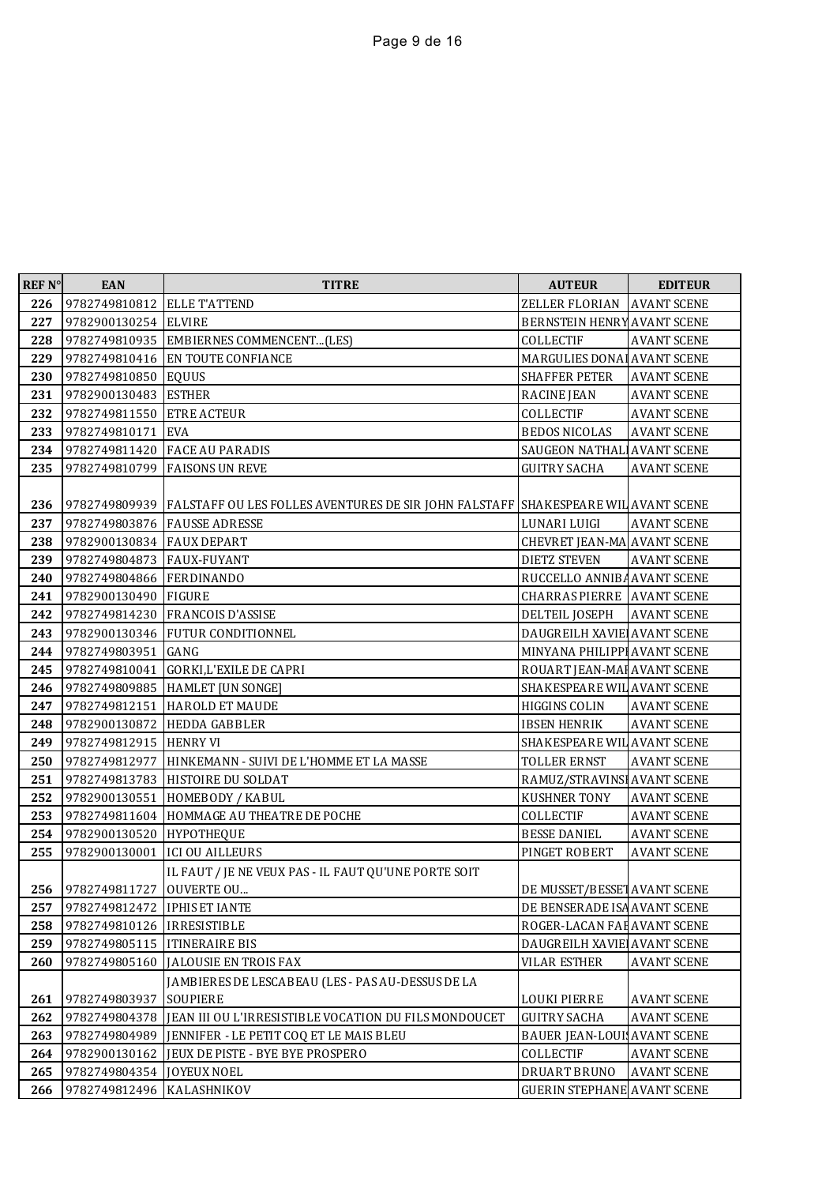| REF N° | EAN | TITRE | AUTEUR | EDITEUR |
|---|---|---|---|---|
| 226 | 9782749810812 | ELLE T'ATTEND | ZELLER FLORIAN | AVANT SCENE |
| 227 | 9782900130254 | ELVIRE | BERNSTEIN HENRY | AVANT SCENE |
| 228 | 9782749810935 | EMBIERNES COMMENCENT...(LES) | COLLECTIF | AVANT SCENE |
| 229 | 9782749810416 | EN TOUTE CONFIANCE | MARGULIES DONAL | AVANT SCENE |
| 230 | 9782749810850 | EQUUS | SHAFFER PETER | AVANT SCENE |
| 231 | 9782900130483 | ESTHER | RACINE JEAN | AVANT SCENE |
| 232 | 9782749811550 | ETRE ACTEUR | COLLECTIF | AVANT SCENE |
| 233 | 9782749810171 | EVA | BEDOS NICOLAS | AVANT SCENE |
| 234 | 9782749811420 | FACE AU PARADIS | SAUGEON NATHALI | AVANT SCENE |
| 235 | 9782749810799 | FAISONS UN REVE | GUITRY SACHA | AVANT SCENE |
| 236 | 9782749809939 | FALSTAFF OU LES FOLLES AVENTURES DE SIR JOHN FALSTAFF | SHAKESPEARE WIL | AVANT SCENE |
| 237 | 9782749803876 | FAUSSE ADRESSE | LUNARI LUIGI | AVANT SCENE |
| 238 | 9782900130834 | FAUX DEPART | CHEVRET JEAN-MA | AVANT SCENE |
| 239 | 9782749804873 | FAUX-FUYANT | DIETZ STEVEN | AVANT SCENE |
| 240 | 9782749804866 | FERDINANDO | RUCCELLO ANNIBA | AVANT SCENE |
| 241 | 9782900130490 | FIGURE | CHARRAS PIERRE | AVANT SCENE |
| 242 | 9782749814230 | FRANCOIS D'ASSISE | DELTEIL JOSEPH | AVANT SCENE |
| 243 | 9782900130346 | FUTUR CONDITIONNEL | DAUGREILH XAVIE | AVANT SCENE |
| 244 | 9782749803951 | GANG | MINYANA PHILIPPE | AVANT SCENE |
| 245 | 9782749810041 | GORKI,L'EXILE DE CAPRI | ROUART JEAN-MA | AVANT SCENE |
| 246 | 9782749809885 | HAMLET [UN SONGE] | SHAKESPEARE WIL | AVANT SCENE |
| 247 | 9782749812151 | HAROLD ET MAUDE | HIGGINS COLIN | AVANT SCENE |
| 248 | 9782900130872 | HEDDA GABBLER | IBSEN HENRIK | AVANT SCENE |
| 249 | 9782749812915 | HENRY VI | SHAKESPEARE WIL | AVANT SCENE |
| 250 | 9782749812977 | HINKEMANN - SUIVI DE L'HOMME ET LA MASSE | TOLLER ERNST | AVANT SCENE |
| 251 | 9782749813783 | HISTOIRE DU SOLDAT | RAMUZ/STRAVINSI | AVANT SCENE |
| 252 | 9782900130551 | HOMEBODY / KABUL | KUSHNER TONY | AVANT SCENE |
| 253 | 9782749811604 | HOMMAGE AU THEATRE DE POCHE | COLLECTIF | AVANT SCENE |
| 254 | 9782900130520 | HYPOTHEQUE | BESSE DANIEL | AVANT SCENE |
| 255 | 9782900130001 | ICI OU AILLEURS | PINGET ROBERT | AVANT SCENE |
| 256 | 9782749811727 | IL FAUT / JE NE VEUX PAS - IL FAUT QU'UNE PORTE SOIT OUVERTE OU... | DE MUSSET/BESSET | AVANT SCENE |
| 257 | 9782749812472 | IPHIS ET IANTE | DE BENSERADE ISA | AVANT SCENE |
| 258 | 9782749810126 | IRRESISTIBLE | ROGER-LACAN FAB | AVANT SCENE |
| 259 | 9782749805115 | ITINERAIRE BIS | DAUGREILH XAVIE | AVANT SCENE |
| 260 | 9782749805160 | JALOUSIE EN TROIS FAX | VILAR ESTHER | AVANT SCENE |
| 261 | 9782749803937 | JAMBIERES DE LESCABEAU (LES - PAS AU-DESSUS DE LA SOUPIERE | LOUKI PIERRE | AVANT SCENE |
| 262 | 9782749804378 | JEAN III OU L'IRRESISTIBLE VOCATION DU FILS MONDOUCET | GUITRY SACHA | AVANT SCENE |
| 263 | 9782749804989 | JENNIFER - LE PETIT COQ ET LE MAIS BLEU | BAUER JEAN-LOUIS | AVANT SCENE |
| 264 | 9782900130162 | JEUX DE PISTE - BYE BYE PROSPERO | COLLECTIF | AVANT SCENE |
| 265 | 9782749804354 | JOYEUX NOEL | DRUART BRUNO | AVANT SCENE |
| 266 | 9782749812496 | KALASHNIKOV | GUERIN STEPHANE | AVANT SCENE |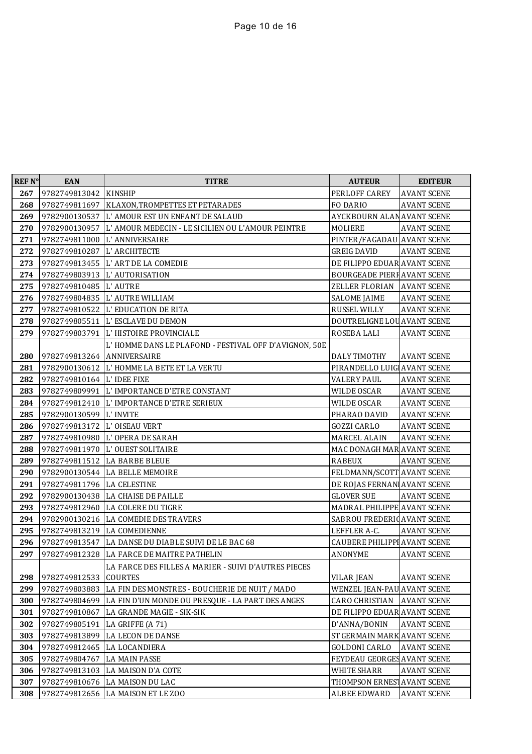| REF N° | EAN | TITRE | AUTEUR | EDITEUR |
|---|---|---|---|---|
| 267 | 9782749813042 | KINSHIP | PERLOFF CAREY | AVANT SCENE |
| 268 | 9782749811697 | KLAXON,TROMPETTES ET PETARADES | FO DARIO | AVANT SCENE |
| 269 | 9782900130537 | L' AMOUR EST UN ENFANT DE SALAUD | AYCKBOURN ALAN | AVANT SCENE |
| 270 | 9782900130957 | L' AMOUR MEDECIN - LE SICILIEN OU L'AMOUR PEINTRE | MOLIERE | AVANT SCENE |
| 271 | 9782749811000 | L' ANNIVERSAIRE | PINTER/FAGADAU | AVANT SCENE |
| 272 | 9782749810287 | L' ARCHITECTE | GREIG DAVID | AVANT SCENE |
| 273 | 9782749813455 | L' ART DE LA COMEDIE | DE FILIPPO EDUAR | AVANT SCENE |
| 274 | 9782749803913 | L' AUTORISATION | BOURGEADE PIERR | AVANT SCENE |
| 275 | 9782749810485 | L' AUTRE | ZELLER FLORIAN | AVANT SCENE |
| 276 | 9782749804835 | L' AUTRE WILLIAM | SALOME JAIME | AVANT SCENE |
| 277 | 9782749810522 | L' EDUCATION DE RITA | RUSSEL WILLY | AVANT SCENE |
| 278 | 9782749805511 | L' ESCLAVE DU DEMON | DOUTRELIGNE LOU | AVANT SCENE |
| 279 | 9782749803791 | L' HISTOIRE PROVINCIALE | ROSEBA LALI | AVANT SCENE |
| 280 | 9782749813264 | L' HOMME DANS LE PLAFOND - FESTIVAL OFF D'AVIGNON, 50E ANNIVERSAIRE | DALY TIMOTHY | AVANT SCENE |
| 281 | 9782900130612 | L' HOMME LA BETE ET LA VERTU | PIRANDELLO LUIGI | AVANT SCENE |
| 282 | 9782749810164 | L' IDEE FIXE | VALERY PAUL | AVANT SCENE |
| 283 | 9782749809991 | L' IMPORTANCE D'ETRE CONSTANT | WILDE OSCAR | AVANT SCENE |
| 284 | 9782749812410 | L' IMPORTANCE D'ETRE SERIEUX | WILDE OSCAR | AVANT SCENE |
| 285 | 9782900130599 | L' INVITE | PHARAO DAVID | AVANT SCENE |
| 286 | 9782749813172 | L' OISEAU VERT | GOZZI CARLO | AVANT SCENE |
| 287 | 9782749810980 | L' OPERA DE SARAH | MARCEL ALAIN | AVANT SCENE |
| 288 | 9782749811970 | L' OUEST SOLITAIRE | MAC DONAGH MAR | AVANT SCENE |
| 289 | 9782749811512 | LA BARBE BLEUE | RABEUX | AVANT SCENE |
| 290 | 9782900130544 | LA BELLE MEMOIRE | FELDMANN/SCOTT | AVANT SCENE |
| 291 | 9782749811796 | LA CELESTINE | DE ROJAS FERNANI | AVANT SCENE |
| 292 | 9782900130438 | LA CHAISE DE PAILLE | GLOVER SUE | AVANT SCENE |
| 293 | 9782749812960 | LA COLERE DU TIGRE | MADRAL PHILIPPE | AVANT SCENE |
| 294 | 9782900130216 | LA COMEDIE DES TRAVERS | SABROU FREDERIC | AVANT SCENE |
| 295 | 9782749813219 | LA COMEDIENNE | LEFFLER A-C. | AVANT SCENE |
| 296 | 9782749813547 | LA DANSE DU DIABLE SUIVI DE LE BAC 68 | CAUBERE PHILIPPI | AVANT SCENE |
| 297 | 9782749812328 | LA FARCE DE MAITRE PATHELIN | ANONYME | AVANT SCENE |
| 298 | 9782749812533 | LA FARCE DES FILLES A MARIER - SUIVI D'AUTRES PIECES COURTES | VILAR JEAN | AVANT SCENE |
| 299 | 9782749803883 | LA FIN DES MONSTRES - BOUCHERIE DE NUIT / MADO | WENZEL JEAN-PAU | AVANT SCENE |
| 300 | 9782749804699 | LA FIN D'UN MONDE OU PRESQUE - LA PART DES ANGES | CARO CHRISTIAN | AVANT SCENE |
| 301 | 9782749810867 | LA GRANDE MAGIE - SIK-SIK | DE FILIPPO EDUAR | AVANT SCENE |
| 302 | 9782749805191 | LA GRIFFE (A 71) | D'ANNA/BONIN | AVANT SCENE |
| 303 | 9782749813899 | LA LECON DE DANSE | ST GERMAIN MARK | AVANT SCENE |
| 304 | 9782749812465 | LA LOCANDIERA | GOLDONI CARLO | AVANT SCENE |
| 305 | 9782749804767 | LA MAIN PASSE | FEYDEAU GEORGES | AVANT SCENE |
| 306 | 9782749813103 | LA MAISON D'A COTE | WHITE SHARR | AVANT SCENE |
| 307 | 9782749810676 | LA MAISON DU LAC | THOMPSON ERNEST | AVANT SCENE |
| 308 | 9782749812656 | LA MAISON ET LE ZOO | ALBEE EDWARD | AVANT SCENE |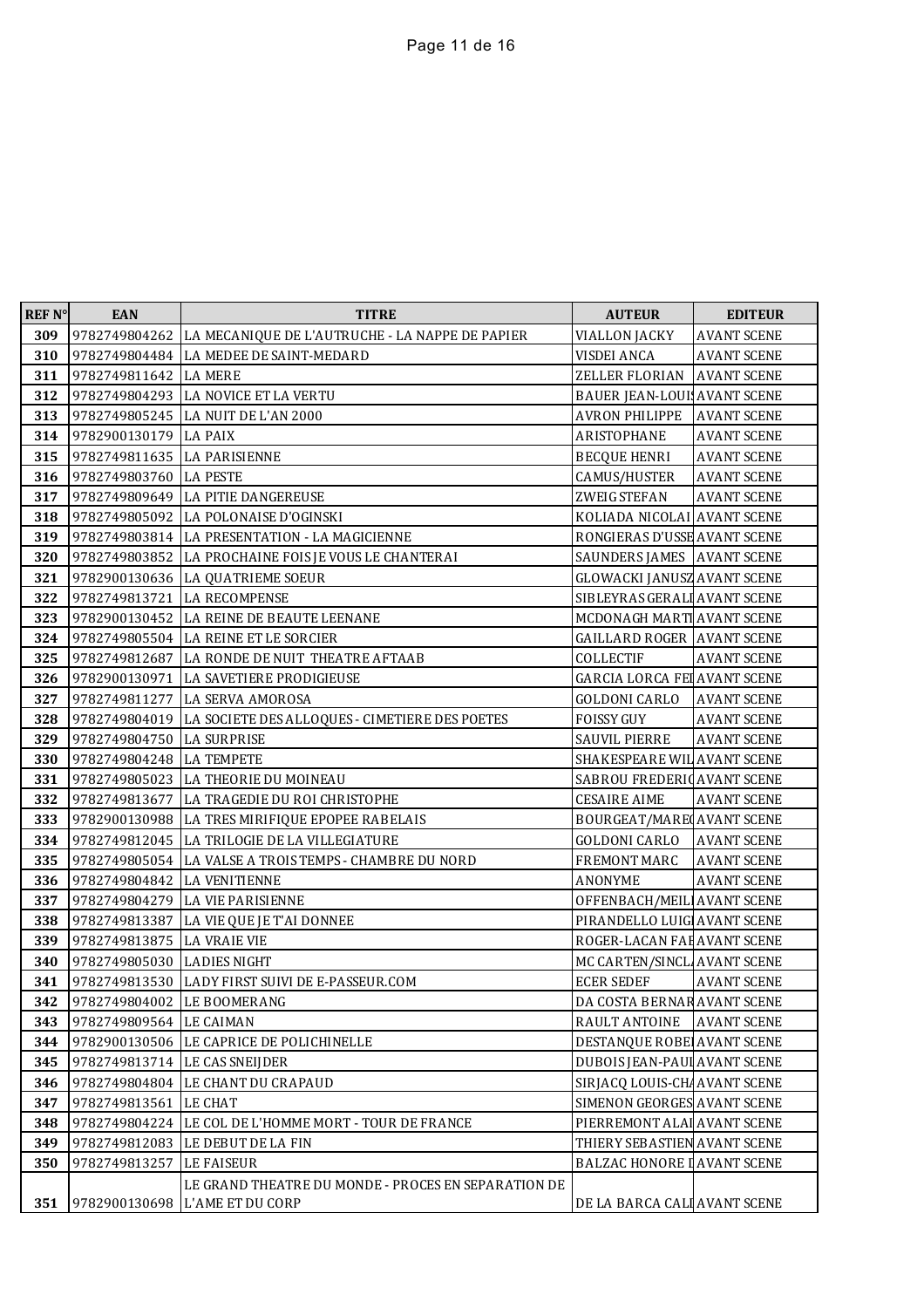| REF N° | EAN | TITRE | AUTEUR | EDITEUR |
|---|---|---|---|---|
| 309 | 9782749804262 | LA MECANIQUE DE L'AUTRUCHE - LA NAPPE DE PAPIER | VIALLON JACKY | AVANT SCENE |
| 310 | 9782749804484 | LA MEDEE DE SAINT-MEDARD | VISDEI ANCA | AVANT SCENE |
| 311 | 9782749811642 | LA MERE | ZELLER FLORIAN | AVANT SCENE |
| 312 | 9782749804293 | LA NOVICE ET LA VERTU | BAUER JEAN-LOUIS | AVANT SCENE |
| 313 | 9782749805245 | LA NUIT DE L'AN 2000 | AVRON PHILIPPE | AVANT SCENE |
| 314 | 9782900130179 | LA PAIX | ARISTOPHANE | AVANT SCENE |
| 315 | 9782749811635 | LA PARISIENNE | BECQUE HENRI | AVANT SCENE |
| 316 | 9782749803760 | LA PESTE | CAMUS/HUSTER | AVANT SCENE |
| 317 | 9782749809649 | LA PITIE DANGEREUSE | ZWEIG STEFAN | AVANT SCENE |
| 318 | 9782749805092 | LA POLONAISE D'OGINSKI | KOLIADA NICOLAI | AVANT SCENE |
| 319 | 9782749803814 | LA PRESENTATION - LA MAGICIENNE | RONGIERAS D'USSE | AVANT SCENE |
| 320 | 9782749803852 | LA PROCHAINE FOIS JE VOUS LE CHANTERAI | SAUNDERS JAMES | AVANT SCENE |
| 321 | 9782900130636 | LA QUATRIEME SOEUR | GLOWACKI JANUSZ | AVANT SCENE |
| 322 | 9782749813721 | LA RECOMPENSE | SIBLEYRAS GERALI | AVANT SCENE |
| 323 | 9782900130452 | LA REINE DE BEAUTE LEENANE | MCDONAGH MARTI | AVANT SCENE |
| 324 | 9782749805504 | LA REINE ET LE SORCIER | GAILLARD ROGER | AVANT SCENE |
| 325 | 9782749812687 | LA RONDE DE NUIT THEATRE AFTAAB | COLLECTIF | AVANT SCENE |
| 326 | 9782900130971 | LA SAVETIERE PRODIGIEUSE | GARCIA LORCA FEI | AVANT SCENE |
| 327 | 9782749811277 | LA SERVA AMOROSA | GOLDONI CARLO | AVANT SCENE |
| 328 | 9782749804019 | LA SOCIETE DES ALLOQUES - CIMETIERE DES POETES | FOISSY GUY | AVANT SCENE |
| 329 | 9782749804750 | LA SURPRISE | SAUVIL PIERRE | AVANT SCENE |
| 330 | 9782749804248 | LA TEMPETE | SHAKESPEARE WIL | AVANT SCENE |
| 331 | 9782749805023 | LA THEORIE DU MOINEAU | SABROU FREDERIC | AVANT SCENE |
| 332 | 9782749813677 | LA TRAGEDIE DU ROI CHRISTOPHE | CESAIRE AIME | AVANT SCENE |
| 333 | 9782900130988 | LA TRES MIRIFIQUE EPOPEE RABELAIS | BOURGEAT/MAREC | AVANT SCENE |
| 334 | 9782749812045 | LA TRILOGIE DE LA VILLEGIATURE | GOLDONI CARLO | AVANT SCENE |
| 335 | 9782749805054 | LA VALSE A TROIS TEMPS - CHAMBRE DU NORD | FREMONT MARC | AVANT SCENE |
| 336 | 9782749804842 | LA VENITIENNE | ANONYME | AVANT SCENE |
| 337 | 9782749804279 | LA VIE PARISIENNE | OFFENBACH/MEILI | AVANT SCENE |
| 338 | 9782749813387 | LA VIE QUE JE T'AI DONNEE | PIRANDELLO LUIGI | AVANT SCENE |
| 339 | 9782749813875 | LA VRAIE VIE | ROGER-LACAN FAB | AVANT SCENE |
| 340 | 9782749805030 | LADIES NIGHT | MC CARTEN/SINCLA | AVANT SCENE |
| 341 | 9782749813530 | LADY FIRST SUIVI DE E-PASSEUR.COM | ECER SEDEF | AVANT SCENE |
| 342 | 9782749804002 | LE BOOMERANG | DA COSTA BERNAR | AVANT SCENE |
| 343 | 9782749809564 | LE CAIMAN | RAULT ANTOINE | AVANT SCENE |
| 344 | 9782900130506 | LE CAPRICE DE POLICHINELLE | DESTANQUE ROBE | AVANT SCENE |
| 345 | 9782749813714 | LE CAS SNEIJDER | DUBOIS JEAN-PAUL | AVANT SCENE |
| 346 | 9782749804804 | LE CHANT DU CRAPAUD | SIRJACQ LOUIS-CHA | AVANT SCENE |
| 347 | 9782749813561 | LE CHAT | SIMENON GEORGES | AVANT SCENE |
| 348 | 9782749804224 | LE COL DE L'HOMME MORT - TOUR DE FRANCE | PIERREMONT ALAI | AVANT SCENE |
| 349 | 9782749812083 | LE DEBUT DE LA FIN | THIERY SEBASTIEN | AVANT SCENE |
| 350 | 9782749813257 | LE FAISEUR | BALZAC HONORE D | AVANT SCENE |
| 351 | 9782900130698 | LE GRAND THEATRE DU MONDE - PROCES EN SEPARATION DE L'AME ET DU CORP | DE LA BARCA CALI | AVANT SCENE |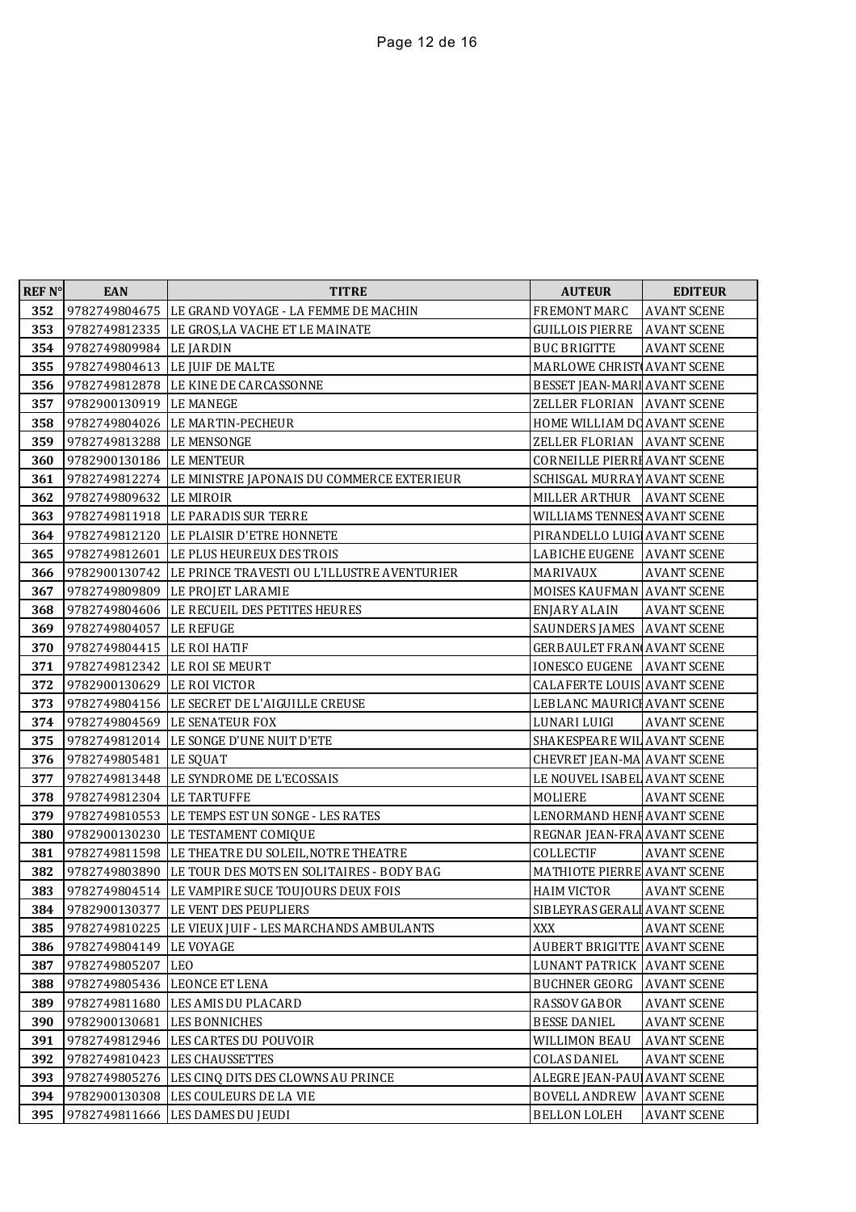| REF N° | EAN | TITRE | AUTEUR | EDITEUR |
|---|---|---|---|---|
| 352 | 9782749804675 | LE GRAND VOYAGE - LA FEMME DE MACHIN | FREMONT MARC | AVANT SCENE |
| 353 | 9782749812335 | LE GROS,LA VACHE ET LE MAINATE | GUILLOIS PIERRE | AVANT SCENE |
| 354 | 9782749809984 | LE JARDIN | BUC BRIGITTE | AVANT SCENE |
| 355 | 9782749804613 | LE JUIF DE MALTE | MARLOWE CHRIST( | AVANT SCENE |
| 356 | 9782749812878 | LE KINE DE CARCASSONNE | BESSET JEAN-MARI | AVANT SCENE |
| 357 | 9782900130919 | LE MANEGE | ZELLER FLORIAN | AVANT SCENE |
| 358 | 9782749804026 | LE MARTIN-PECHEUR | HOME WILLIAM DO | AVANT SCENE |
| 359 | 9782749813288 | LE MENSONGE | ZELLER FLORIAN | AVANT SCENE |
| 360 | 9782900130186 | LE MENTEUR | CORNEILLE PIERRI | AVANT SCENE |
| 361 | 9782749812274 | LE MINISTRE JAPONAIS DU COMMERCE EXTERIEUR | SCHISGAL MURRAY | AVANT SCENE |
| 362 | 9782749809632 | LE MIROIR | MILLER ARTHUR | AVANT SCENE |
| 363 | 9782749811918 | LE PARADIS SUR TERRE | WILLIAMS TENNESS | AVANT SCENE |
| 364 | 9782749812120 | LE PLAISIR D'ETRE HONNETE | PIRANDELLO LUIGI | AVANT SCENE |
| 365 | 9782749812601 | LE PLUS HEUREUX DES TROIS | LABICHE EUGENE | AVANT SCENE |
| 366 | 9782900130742 | LE PRINCE TRAVESTI OU L'ILLUSTRE AVENTURIER | MARIVAUX | AVANT SCENE |
| 367 | 9782749809809 | LE PROJET LARAMIE | MOISES KAUFMAN | AVANT SCENE |
| 368 | 9782749804606 | LE RECUEIL DES PETITES HEURES | ENJARY ALAIN | AVANT SCENE |
| 369 | 9782749804057 | LE REFUGE | SAUNDERS JAMES | AVANT SCENE |
| 370 | 9782749804415 | LE ROI HATIF | GERBAULET FRAN( | AVANT SCENE |
| 371 | 9782749812342 | LE ROI SE MEURT | IONESCO EUGENE | AVANT SCENE |
| 372 | 9782900130629 | LE ROI VICTOR | CALAFERTE LOUIS | AVANT SCENE |
| 373 | 9782749804156 | LE SECRET DE L'AIGUILLE CREUSE | LEBLANC MAURICI | AVANT SCENE |
| 374 | 9782749804569 | LE SENATEUR FOX | LUNARI LUIGI | AVANT SCENE |
| 375 | 9782749812014 | LE SONGE D'UNE NUIT D'ETE | SHAKESPEARE WIL | AVANT SCENE |
| 376 | 9782749805481 | LE SQUAT | CHEVRET JEAN-MA | AVANT SCENE |
| 377 | 9782749813448 | LE SYNDROME DE L'ECOSSAIS | LE NOUVEL ISABEL | AVANT SCENE |
| 378 | 9782749812304 | LE TARTUFFE | MOLIERE | AVANT SCENE |
| 379 | 9782749810553 | LE TEMPS EST UN SONGE - LES RATES | LENORMAND HENI | AVANT SCENE |
| 380 | 9782900130230 | LE TESTAMENT COMIQUE | REGNAR JEAN-FRA | AVANT SCENE |
| 381 | 9782749811598 | LE THEATRE DU SOLEIL,NOTRE THEATRE | COLLECTIF | AVANT SCENE |
| 382 | 9782749803890 | LE TOUR DES MOTS EN SOLITAIRES - BODY BAG | MATHIOTE PIERRE | AVANT SCENE |
| 383 | 9782749804514 | LE VAMPIRE SUCE TOUJOURS DEUX FOIS | HAIM VICTOR | AVANT SCENE |
| 384 | 9782900130377 | LE VENT DES PEUPLIERS | SIBLEYRAS GERALI | AVANT SCENE |
| 385 | 9782749810225 | LE VIEUX JUIF - LES MARCHANDS AMBULANTS | XXX | AVANT SCENE |
| 386 | 9782749804149 | LE VOYAGE | AUBERT BRIGITTE | AVANT SCENE |
| 387 | 9782749805207 | LEO | LUNANT PATRICK | AVANT SCENE |
| 388 | 9782749805436 | LEONCE ET LENA | BUCHNER GEORG | AVANT SCENE |
| 389 | 9782749811680 | LES AMIS DU PLACARD | RASSOV GABOR | AVANT SCENE |
| 390 | 9782900130681 | LES BONNICHES | BESSE DANIEL | AVANT SCENE |
| 391 | 9782749812946 | LES CARTES DU POUVOIR | WILLIMON BEAU | AVANT SCENE |
| 392 | 9782749810423 | LES CHAUSSETTES | COLAS DANIEL | AVANT SCENE |
| 393 | 9782749805276 | LES CINQ DITS DES CLOWNS AU PRINCE | ALEGRE JEAN-PAUI | AVANT SCENE |
| 394 | 9782900130308 | LES COULEURS DE LA VIE | BOVELL ANDREW | AVANT SCENE |
| 395 | 9782749811666 | LES DAMES DU JEUDI | BELLON LOLEH | AVANT SCENE |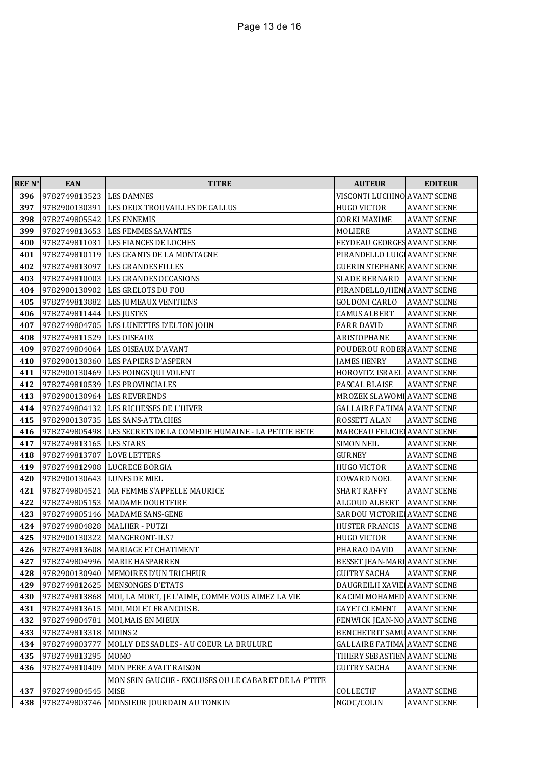| REF N° | EAN | TITRE | AUTEUR | EDITEUR |
|---|---|---|---|---|
| 396 | 9782749813523 | LES DAMNES | VISCONTI LUCHINO | AVANT SCENE |
| 397 | 9782900130391 | LES DEUX TROUVAILLES DE GALLUS | HUGO VICTOR | AVANT SCENE |
| 398 | 9782749805542 | LES ENNEMIS | GORKI MAXIME | AVANT SCENE |
| 399 | 9782749813653 | LES FEMMES SAVANTES | MOLIERE | AVANT SCENE |
| 400 | 9782749811031 | LES FIANCES DE LOCHES | FEYDEAU GEORGES | AVANT SCENE |
| 401 | 9782749810119 | LES GEANTS DE LA MONTAGNE | PIRANDELLO LUIGI | AVANT SCENE |
| 402 | 9782749813097 | LES GRANDES FILLES | GUERIN STEPHANE | AVANT SCENE |
| 403 | 9782749810003 | LES GRANDES OCCASIONS | SLADE BERNARD | AVANT SCENE |
| 404 | 9782900130902 | LES GRELOTS DU FOU | PIRANDELLO/HENI | AVANT SCENE |
| 405 | 9782749813882 | LES JUMEAUX VENITIENS | GOLDONI CARLO | AVANT SCENE |
| 406 | 9782749811444 | LES JUSTES | CAMUS ALBERT | AVANT SCENE |
| 407 | 9782749804705 | LES LUNETTES D'ELTON JOHN | FARR DAVID | AVANT SCENE |
| 408 | 9782749811529 | LES OISEAUX | ARISTOPHANE | AVANT SCENE |
| 409 | 9782749804064 | LES OISEAUX D'AVANT | POUDEROU ROBER | AVANT SCENE |
| 410 | 9782900130360 | LES PAPIERS D'ASPERN | JAMES HENRY | AVANT SCENE |
| 411 | 9782900130469 | LES POINGS QUI VOLENT | HOROVITZ ISRAEL | AVANT SCENE |
| 412 | 9782749810539 | LES PROVINCIALES | PASCAL BLAISE | AVANT SCENE |
| 413 | 9782900130964 | LES REVERENDS | MROZEK SLAWOMI | AVANT SCENE |
| 414 | 9782749804132 | LES RICHESSES DE L'HIVER | GALLAIRE FATIMA | AVANT SCENE |
| 415 | 9782900130735 | LES SANS-ATTACHES | ROSSETT ALAN | AVANT SCENE |
| 416 | 9782749805498 | LES SECRETS DE LA COMEDIE HUMAINE - LA PETITE BETE | MARCEAU FELICIE | AVANT SCENE |
| 417 | 9782749813165 | LES STARS | SIMON NEIL | AVANT SCENE |
| 418 | 9782749813707 | LOVE LETTERS | GURNEY | AVANT SCENE |
| 419 | 9782749812908 | LUCRECE BORGIA | HUGO VICTOR | AVANT SCENE |
| 420 | 9782900130643 | LUNES DE MIEL | COWARD NOEL | AVANT SCENE |
| 421 | 9782749804521 | MA FEMME S'APPELLE MAURICE | SHART RAFFY | AVANT SCENE |
| 422 | 9782749805153 | MADAME DOUBTFIRE | ALGOUD ALBERT | AVANT SCENE |
| 423 | 9782749805146 | MADAME SANS-GENE | SARDOU VICTORIE | AVANT SCENE |
| 424 | 9782749804828 | MALHER - PUTZI | HUSTER FRANCIS | AVANT SCENE |
| 425 | 9782900130322 | MANGERONT-ILS? | HUGO VICTOR | AVANT SCENE |
| 426 | 9782749813608 | MARIAGE ET CHATIMENT | PHARAO DAVID | AVANT SCENE |
| 427 | 9782749804996 | MARIE HASPARREN | BESSET JEAN-MARI | AVANT SCENE |
| 428 | 9782900130940 | MEMOIRES D'UN TRICHEUR | GUITRY SACHA | AVANT SCENE |
| 429 | 9782749812625 | MENSONGES D'ETATS | DAUGREILH XAVIEI | AVANT SCENE |
| 430 | 9782749813868 | MOI, LA MORT, JE L'AIME, COMME VOUS AIMEZ LA VIE | KACIMI MOHAMED | AVANT SCENE |
| 431 | 9782749813615 | MOI, MOI ET FRANCOIS B. | GAYET CLEMENT | AVANT SCENE |
| 432 | 9782749804781 | MOI,MAIS EN MIEUX | FENWICK JEAN-NO | AVANT SCENE |
| 433 | 9782749813318 | MOINS 2 | BENCHETRIT SAMU | AVANT SCENE |
| 434 | 9782749803777 | MOLLY DES SABLES - AU COEUR LA BRULURE | GALLAIRE FATIMA | AVANT SCENE |
| 435 | 9782749813295 | MOMO | THIERY SEBASTIEN | AVANT SCENE |
| 436 | 9782749810409 | MON PERE AVAIT RAISON | GUITRY SACHA | AVANT SCENE |
| 437 | 9782749804545 | MON SEIN GAUCHE - EXCLUSES OU LE CABARET DE LA P'TITE MISE | COLLECTIF | AVANT SCENE |
| 438 | 9782749803746 | MONSIEUR JOURDAIN AU TONKIN | NGOC/COLIN | AVANT SCENE |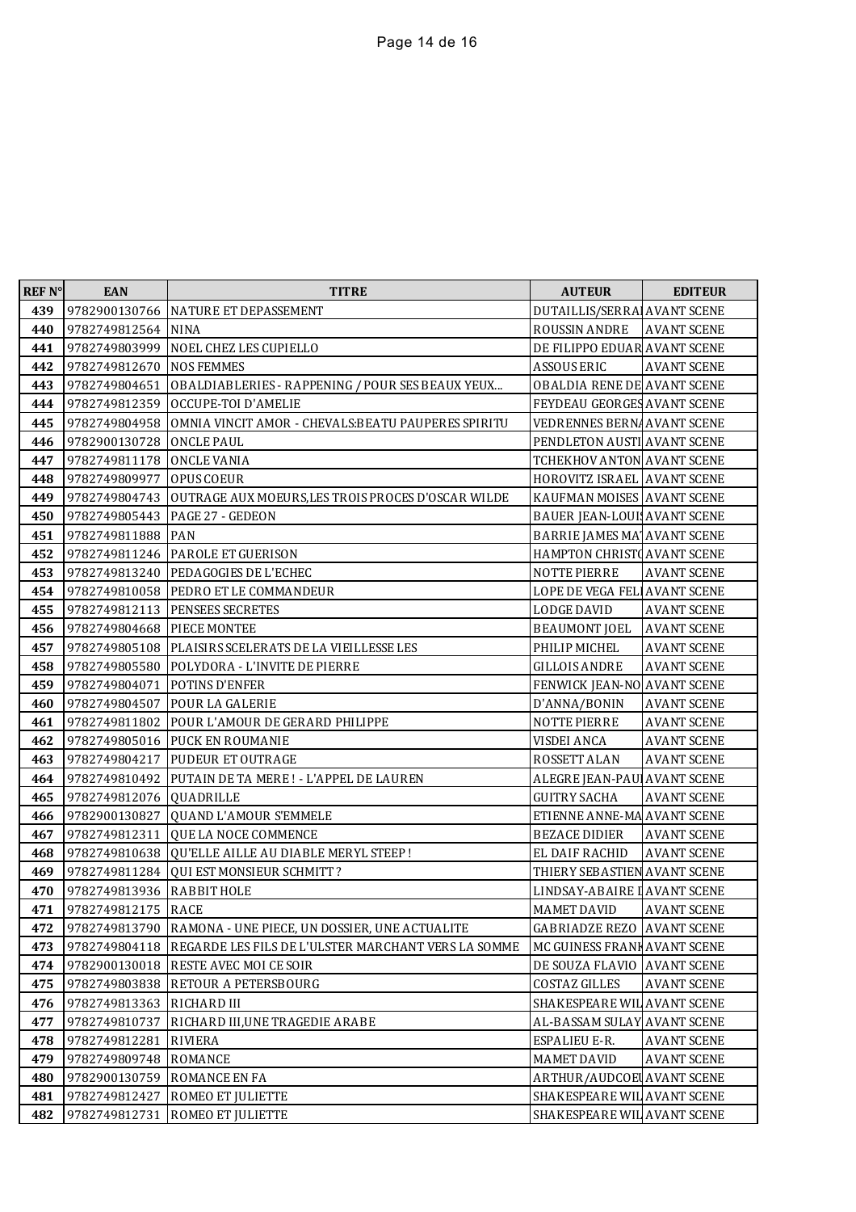| REF N° | EAN | TITRE | AUTEUR | EDITEUR |
|---|---|---|---|---|
| 439 | 9782900130766 | NATURE ET DEPASSEMENT | DUTAILLIS/SERRAI | AVANT SCENE |
| 440 | 9782749812564 | NINA | ROUSSIN ANDRE | AVANT SCENE |
| 441 | 9782749803999 | NOEL CHEZ LES CUPIELLO | DE FILIPPO EDUAR | AVANT SCENE |
| 442 | 9782749812670 | NOS FEMMES | ASSOUS ERIC | AVANT SCENE |
| 443 | 9782749804651 | OBALDIABLERIES - RAPPENING / POUR SES BEAUX YEUX... | OBALDIA RENE DE | AVANT SCENE |
| 444 | 9782749812359 | OCCUPE-TOI D'AMELIE | FEYDEAU GEORGES | AVANT SCENE |
| 445 | 9782749804958 | OMNIA VINCIT AMOR - CHEVALS:BEATU PAUPERES SPIRITU | VEDRENNES BERNA | AVANT SCENE |
| 446 | 9782900130728 | ONCLE PAUL | PENDLETON AUSTI | AVANT SCENE |
| 447 | 9782749811178 | ONCLE VANIA | TCHEKHOV ANTON | AVANT SCENE |
| 448 | 9782749809977 | OPUS COEUR | HOROVITZ ISRAEL | AVANT SCENE |
| 449 | 9782749804743 | OUTRAGE AUX MOEURS,LES TROIS PROCES D'OSCAR WILDE | KAUFMAN MOISES | AVANT SCENE |
| 450 | 9782749805443 | PAGE 27 - GEDEON | BAUER JEAN-LOUIS | AVANT SCENE |
| 451 | 9782749811888 | PAN | BARRIE JAMES MAT | AVANT SCENE |
| 452 | 9782749811246 | PAROLE ET GUERISON | HAMPTON CHRISTO | AVANT SCENE |
| 453 | 9782749813240 | PEDAGOGIES DE L'ECHEC | NOTTE PIERRE | AVANT SCENE |
| 454 | 9782749810058 | PEDRO ET LE COMMANDEUR | LOPE DE VEGA FELI | AVANT SCENE |
| 455 | 9782749812113 | PENSEES SECRETES | LODGE DAVID | AVANT SCENE |
| 456 | 9782749804668 | PIECE MONTEE | BEAUMONT JOEL | AVANT SCENE |
| 457 | 9782749805108 | PLAISIRS SCELERATS DE LA VIEILLESSE LES | PHILIP MICHEL | AVANT SCENE |
| 458 | 9782749805580 | POLYDORA - L'INVITE DE PIERRE | GILLOIS ANDRE | AVANT SCENE |
| 459 | 9782749804071 | POTINS D'ENFER | FENWICK JEAN-NO | AVANT SCENE |
| 460 | 9782749804507 | POUR LA GALERIE | D'ANNA/BONIN | AVANT SCENE |
| 461 | 9782749811802 | POUR L'AMOUR DE GERARD PHILIPPE | NOTTE PIERRE | AVANT SCENE |
| 462 | 9782749805016 | PUCK EN ROUMANIE | VISDEI ANCA | AVANT SCENE |
| 463 | 9782749804217 | PUDEUR ET OUTRAGE | ROSSETT ALAN | AVANT SCENE |
| 464 | 9782749810492 | PUTAIN DE TA MERE ! - L'APPEL DE LAUREN | ALEGRE JEAN-PAUL | AVANT SCENE |
| 465 | 9782749812076 | QUADRILLE | GUITRY SACHA | AVANT SCENE |
| 466 | 9782900130827 | QUAND L'AMOUR S'EMMELE | ETIENNE ANNE-MA | AVANT SCENE |
| 467 | 9782749812311 | QUE LA NOCE COMMENCE | BEZACE DIDIER | AVANT SCENE |
| 468 | 9782749810638 | QU'ELLE AILLE AU DIABLE MERYL STEEP ! | EL DAIF RACHID | AVANT SCENE |
| 469 | 9782749811284 | QUI EST MONSIEUR SCHMITT ? | THIERY SEBASTIEN | AVANT SCENE |
| 470 | 9782749813936 | RABBIT HOLE | LINDSAY-ABAIRE D | AVANT SCENE |
| 471 | 9782749812175 | RACE | MAMET DAVID | AVANT SCENE |
| 472 | 9782749813790 | RAMONA - UNE PIECE, UN DOSSIER, UNE ACTUALITE | GABRIADZE REZO | AVANT SCENE |
| 473 | 9782749804118 | REGARDE LES FILS DE L'ULSTER MARCHANT VERS LA SOMME | MC GUINESS FRANK | AVANT SCENE |
| 474 | 9782900130018 | RESTE AVEC MOI CE SOIR | DE SOUZA FLAVIO | AVANT SCENE |
| 475 | 9782749803838 | RETOUR A PETERSBOURG | COSTAZ GILLES | AVANT SCENE |
| 476 | 9782749813363 | RICHARD III | SHAKESPEARE WIL | AVANT SCENE |
| 477 | 9782749810737 | RICHARD III,UNE TRAGEDIE ARABE | AL-BASSAM SULAY | AVANT SCENE |
| 478 | 9782749812281 | RIVIERA | ESPALIEU E-R. | AVANT SCENE |
| 479 | 9782749809748 | ROMANCE | MAMET DAVID | AVANT SCENE |
| 480 | 9782900130759 | ROMANCE EN FA | ARTHUR/AUDCOEU | AVANT SCENE |
| 481 | 9782749812427 | ROMEO ET JULIETTE | SHAKESPEARE WIL | AVANT SCENE |
| 482 | 9782749812731 | ROMEO ET JULIETTE | SHAKESPEARE WIL | AVANT SCENE |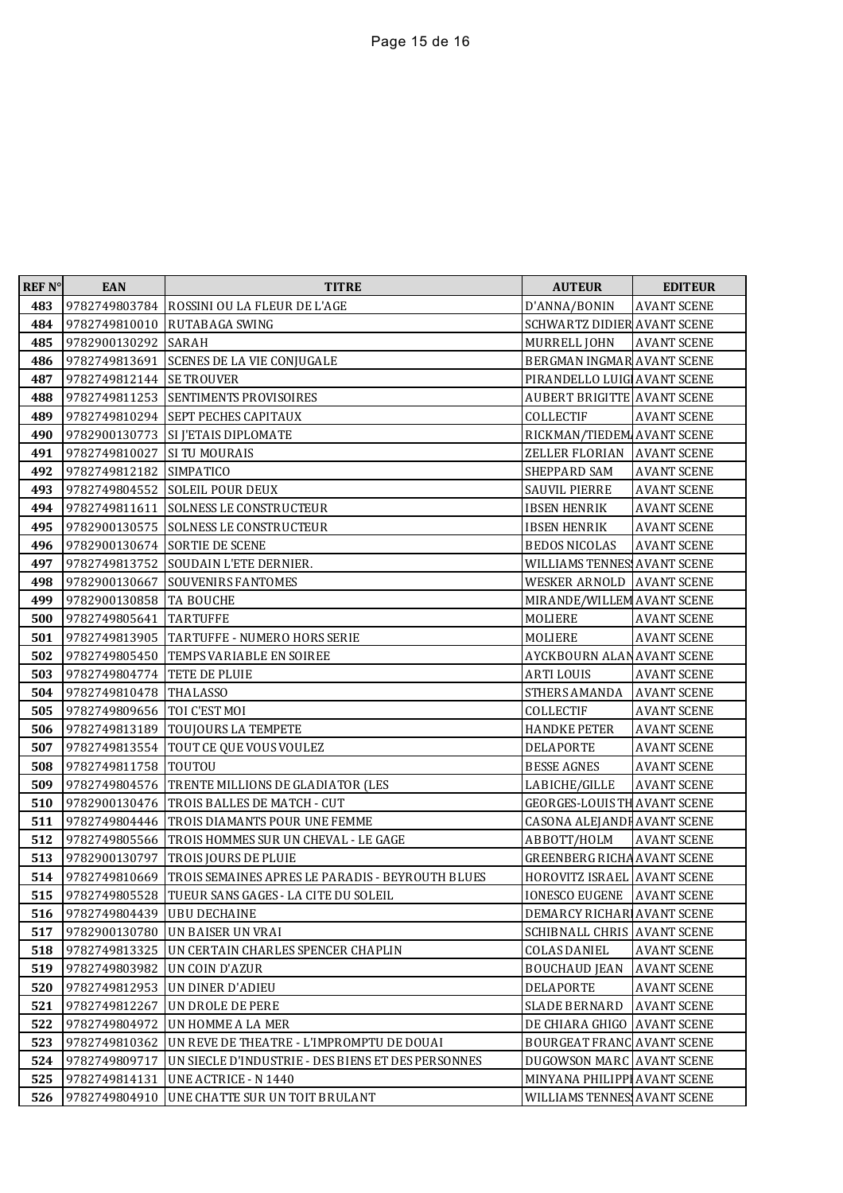| REF N° | EAN | TITRE | AUTEUR | EDITEUR |
|---|---|---|---|---|
| 483 | 9782749803784 | ROSSINI OU LA FLEUR DE L'AGE | D'ANNA/BONIN | AVANT SCENE |
| 484 | 9782749810010 | RUTABAGA SWING | SCHWARTZ DIDIER | AVANT SCENE |
| 485 | 9782900130292 | SARAH | MURRELL JOHN | AVANT SCENE |
| 486 | 9782749813691 | SCENES DE LA VIE CONJUGALE | BERGMAN INGMAR | AVANT SCENE |
| 487 | 9782749812144 | SE TROUVER | PIRANDELLO LUIGI | AVANT SCENE |
| 488 | 9782749811253 | SENTIMENTS PROVISOIRES | AUBERT BRIGITTE | AVANT SCENE |
| 489 | 9782749810294 | SEPT PECHES CAPITAUX | COLLECTIF | AVANT SCENE |
| 490 | 9782900130773 | SI J'ETAIS DIPLOMATE | RICKMAN/TIEDEM | AVANT SCENE |
| 491 | 9782749810027 | SI TU MOURAIS | ZELLER FLORIAN | AVANT SCENE |
| 492 | 9782749812182 | SIMPATICO | SHEPPARD SAM | AVANT SCENE |
| 493 | 9782749804552 | SOLEIL POUR DEUX | SAUVIL PIERRE | AVANT SCENE |
| 494 | 9782749811611 | SOLNESS LE CONSTRUCTEUR | IBSEN HENRIK | AVANT SCENE |
| 495 | 9782900130575 | SOLNESS LE CONSTRUCTEUR | IBSEN HENRIK | AVANT SCENE |
| 496 | 9782900130674 | SORTIE DE SCENE | BEDOS NICOLAS | AVANT SCENE |
| 497 | 9782749813752 | SOUDAIN L'ETE DERNIER. | WILLIAMS TENNES | AVANT SCENE |
| 498 | 9782900130667 | SOUVENIRS FANTOMES | WESKER ARNOLD | AVANT SCENE |
| 499 | 9782900130858 | TA BOUCHE | MIRANDE/WILLEM | AVANT SCENE |
| 500 | 9782749805641 | TARTUFFE | MOLIERE | AVANT SCENE |
| 501 | 9782749813905 | TARTUFFE - NUMERO HORS SERIE | MOLIERE | AVANT SCENE |
| 502 | 9782749805450 | TEMPS VARIABLE EN SOIREE | AYCKBOURN ALAN | AVANT SCENE |
| 503 | 9782749804774 | TETE DE PLUIE | ARTI LOUIS | AVANT SCENE |
| 504 | 9782749810478 | THALASSO | STHERS AMANDA | AVANT SCENE |
| 505 | 9782749809656 | TOI C'EST MOI | COLLECTIF | AVANT SCENE |
| 506 | 9782749813189 | TOUJOURS LA TEMPETE | HANDKE PETER | AVANT SCENE |
| 507 | 9782749813554 | TOUT CE QUE VOUS VOULEZ | DELAPORTE | AVANT SCENE |
| 508 | 9782749811758 | TOUTOU | BESSE AGNES | AVANT SCENE |
| 509 | 9782749804576 | TRENTE MILLIONS DE GLADIATOR (LES | LABICHE/GILLE | AVANT SCENE |
| 510 | 9782900130476 | TROIS BALLES DE MATCH - CUT | GEORGES-LOUIS TH | AVANT SCENE |
| 511 | 9782749804446 | TROIS DIAMANTS POUR UNE FEMME | CASONA ALEJANDR | AVANT SCENE |
| 512 | 9782749805566 | TROIS HOMMES SUR UN CHEVAL - LE GAGE | ABBOTT/HOLM | AVANT SCENE |
| 513 | 9782900130797 | TROIS JOURS DE PLUIE | GREENBERG RICHA | AVANT SCENE |
| 514 | 9782749810669 | TROIS SEMAINES APRES LE PARADIS - BEYROUTH BLUES | HOROVITZ ISRAEL | AVANT SCENE |
| 515 | 9782749805528 | TUEUR SANS GAGES - LA CITE DU SOLEIL | IONESCO EUGENE | AVANT SCENE |
| 516 | 9782749804439 | UBU DECHAINE | DEMARCY RICHARI | AVANT SCENE |
| 517 | 9782900130780 | UN BAISER UN VRAI | SCHIBNALL CHRIS | AVANT SCENE |
| 518 | 9782749813325 | UN CERTAIN CHARLES SPENCER CHAPLIN | COLAS DANIEL | AVANT SCENE |
| 519 | 9782749803982 | UN COIN D'AZUR | BOUCHAUD JEAN | AVANT SCENE |
| 520 | 9782749812953 | UN DINER D'ADIEU | DELAPORTE | AVANT SCENE |
| 521 | 9782749812267 | UN DROLE DE PERE | SLADE BERNARD | AVANT SCENE |
| 522 | 9782749804972 | UN HOMME A LA MER | DE CHIARA GHIGO | AVANT SCENE |
| 523 | 9782749810362 | UN REVE DE THEATRE - L'IMPROMPTU DE DOUAI | BOURGEAT FRANC | AVANT SCENE |
| 524 | 9782749809717 | UN SIECLE D'INDUSTRIE - DES BIENS ET DES PERSONNES | DUGOWSON MARC | AVANT SCENE |
| 525 | 9782749814131 | UNE ACTRICE - N 1440 | MINYANA PHILIPPI | AVANT SCENE |
| 526 | 9782749804910 | UNE CHATTE SUR UN TOIT BRULANT | WILLIAMS TENNES | AVANT SCENE |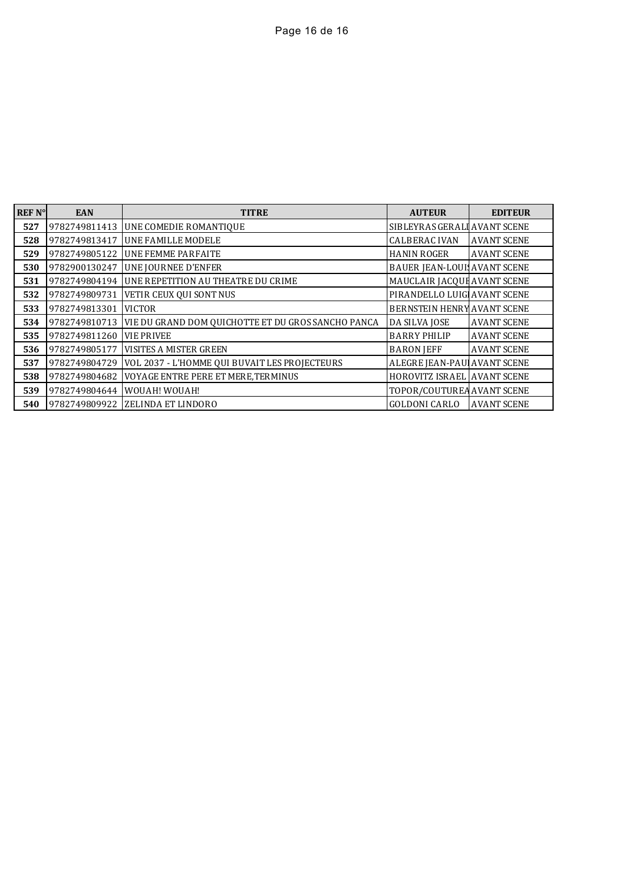| REF N° | EAN | TITRE | AUTEUR | EDITEUR |
|---|---|---|---|---|
| 527 | 9782749811413 | UNE COMEDIE ROMANTIQUE | SIBLEYRAS GERALI | AVANT SCENE |
| 528 | 9782749813417 | UNE FAMILLE MODELE | CALBERAC IVAN | AVANT SCENE |
| 529 | 9782749805122 | UNE FEMME PARFAITE | HANIN ROGER | AVANT SCENE |
| 530 | 9782900130247 | UNE JOURNEE D'ENFER | BAUER JEAN-LOUIS | AVANT SCENE |
| 531 | 9782749804194 | UNE REPETITION AU THEATRE DU CRIME | MAUCLAIR JACQUE | AVANT SCENE |
| 532 | 9782749809731 | VETIR CEUX QUI SONT NUS | PIRANDELLO LUIGI | AVANT SCENE |
| 533 | 9782749813301 | VICTOR | BERNSTEIN HENRY | AVANT SCENE |
| 534 | 9782749810713 | VIE DU GRAND DOM QUICHOTTE ET DU GROS SANCHO PANCA | DA SILVA JOSE | AVANT SCENE |
| 535 | 9782749811260 | VIE PRIVEE | BARRY PHILIP | AVANT SCENE |
| 536 | 9782749805177 | VISITES A MISTER GREEN | BARON JEFF | AVANT SCENE |
| 537 | 9782749804729 | VOL 2037 - L'HOMME QUI BUVAIT LES PROJECTEURS | ALEGRE JEAN-PAUL | AVANT SCENE |
| 538 | 9782749804682 | VOYAGE ENTRE PERE ET MERE,TERMINUS | HOROVITZ ISRAEL | AVANT SCENE |
| 539 | 9782749804644 | WOUAH! WOUAH! | TOPOR/COUTUREA | AVANT SCENE |
| 540 | 9782749809922 | ZELINDA ET LINDORO | GOLDONI CARLO | AVANT SCENE |